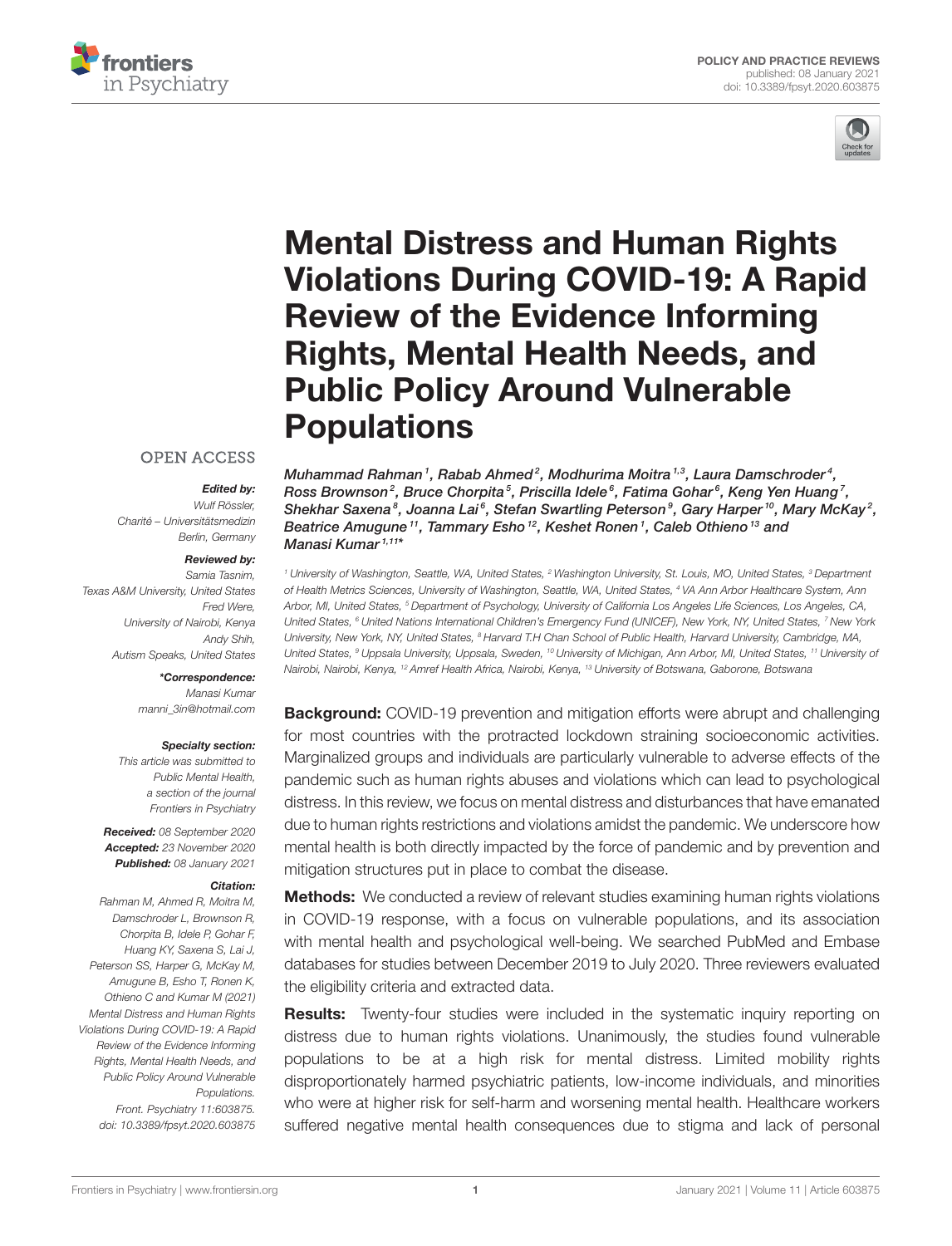POLICY AND PRACTICE REVIEWS
published: 08 January 2021
doi: 10.3389/fpsyt.2020.603875

# Mental Distress and Human Rights Violations During COVID-19: A Rapid Review of the Evidence Informing Rights, Mental Health Needs, and Public Policy Around Vulnerable Populations

*Muhammad Rahman[1], Rabab Ahmed[2], Modhurima Moitra[1,3], Laura Damschroder[4], Ross Brownson[2], Bruce Chorpita[5], Priscilla Idele[6], Fatima Gohar[6], Keng Yen Huang[7], Shekhar Saxena[8], Joanna Lai[6], Stefan Swartling Peterson[9], Gary Harper[10], Mary McKay[2], Beatrice Amugune[11], Tammary Esho[12], Keshet Ronen[1], Caleb Othieno[13] and Manasi Kumar[1,11]**

*[1] University of Washington, Seattle, WA, United States, [2] Washington University, St. Louis, MO, United States, [3] Department of Health Metrics Sciences, University of Washington, Seattle, WA, United States, [4] VA Ann Arbor Healthcare System, Ann Arbor, MI, United States, [5] Department of Psychology, University of California Los Angeles Life Sciences, Los Angeles, CA, United States, [6] United Nations International Children's Emergency Fund (UNICEF), New York, NY, United States, [7] New York University, New York, NY, United States, [8] Harvard T.H Chan School of Public Health, Harvard University, Cambridge, MA, United States, [9] Uppsala University, Uppsala, Sweden, [10] University of Michigan, Ann Arbor, MI, United States, [11] University of Nairobi, Nairobi, Kenya, [12] Amref Health Africa, Nairobi, Kenya, [13] University of Botswana, Gaborone, Botswana*

OPEN ACCESS

***Edited by:***
Wulf Rössler,
Charité – Universitätsmedizin Berlin, Germany

***Reviewed by:***
Samia Tasnim,
Texas A&M University, United States
Fred Were,
University of Nairobi, Kenya
Andy Shih,
Autism Speaks, United States

***\*Correspondence:***
Manasi Kumar
manni_3in@hotmail.com

***Specialty section:***
This article was submitted to Public Mental Health, a section of the journal Frontiers in Psychiatry

***Received:*** 08 September 2020
***Accepted:*** 23 November 2020
***Published:*** 08 January 2021

***Citation:***
Rahman M, Ahmed R, Moitra M, Damschroder L, Brownson R, Chorpita B, Idele P, Gohar F, Huang KY, Saxena S, Lai J, Peterson SS, Harper G, McKay M, Amugune B, Esho T, Ronen K, Othieno C and Kumar M (2021) Mental Distress and Human Rights Violations During COVID-19: A Rapid Review of the Evidence Informing Rights, Mental Health Needs, and Public Policy Around Vulnerable Populations. Front. Psychiatry 11:603875. doi: 10.3389/fpsyt.2020.603875

**Background:** COVID-19 prevention and mitigation efforts were abrupt and challenging for most countries with the protracted lockdown straining socioeconomic activities. Marginalized groups and individuals are particularly vulnerable to adverse effects of the pandemic such as human rights abuses and violations which can lead to psychological distress. In this review, we focus on mental distress and disturbances that have emanated due to human rights restrictions and violations amidst the pandemic. We underscore how mental health is both directly impacted by the force of pandemic and by prevention and mitigation structures put in place to combat the disease.

**Methods:** We conducted a review of relevant studies examining human rights violations in COVID-19 response, with a focus on vulnerable populations, and its association with mental health and psychological well-being. We searched PubMed and Embase databases for studies between December 2019 to July 2020. Three reviewers evaluated the eligibility criteria and extracted data.

**Results:** Twenty-four studies were included in the systematic inquiry reporting on distress due to human rights violations. Unanimously, the studies found vulnerable populations to be at a high risk for mental distress. Limited mobility rights disproportionately harmed psychiatric patients, low-income individuals, and minorities who were at higher risk for self-harm and worsening mental health. Healthcare workers suffered negative mental health consequences due to stigma and lack of personal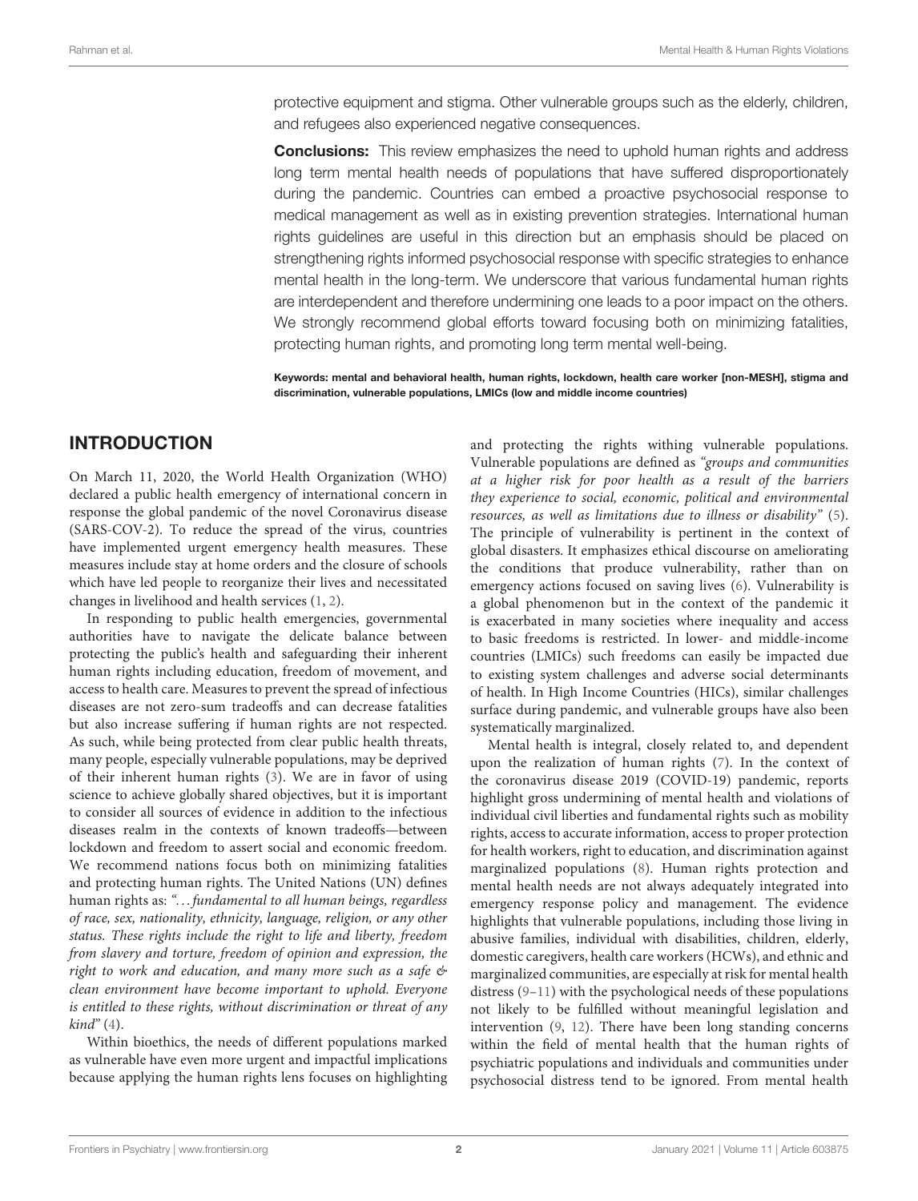protective equipment and stigma. Other vulnerable groups such as the elderly, children, and refugees also experienced negative consequences.

**Conclusions:** This review emphasizes the need to uphold human rights and address long term mental health needs of populations that have suffered disproportionately during the pandemic. Countries can embed a proactive psychosocial response to medical management as well as in existing prevention strategies. International human rights guidelines are useful in this direction but an emphasis should be placed on strengthening rights informed psychosocial response with specific strategies to enhance mental health in the long-term. We underscore that various fundamental human rights are interdependent and therefore undermining one leads to a poor impact on the others. We strongly recommend global efforts toward focusing both on minimizing fatalities, protecting human rights, and promoting long term mental well-being.

**Keywords: mental and behavioral health, human rights, lockdown, health care worker [non-MESH], stigma and discrimination, vulnerable populations, LMICs (low and middle income countries)**

## INTRODUCTION

On March 11, 2020, the World Health Organization (WHO) declared a public health emergency of international concern in response the global pandemic of the novel Coronavirus disease (SARS-COV-2). To reduce the spread of the virus, countries have implemented urgent emergency health measures. These measures include stay at home orders and the closure of schools which have led people to reorganize their lives and necessitated changes in livelihood and health services (1, 2).

In responding to public health emergencies, governmental authorities have to navigate the delicate balance between protecting the public's health and safeguarding their inherent human rights including education, freedom of movement, and access to health care. Measures to prevent the spread of infectious diseases are not zero-sum tradeoffs and can decrease fatalities but also increase suffering if human rights are not respected. As such, while being protected from clear public health threats, many people, especially vulnerable populations, may be deprived of their inherent human rights (3). We are in favor of using science to achieve globally shared objectives, but it is important to consider all sources of evidence in addition to the infectious diseases realm in the contexts of known tradeoffs—between lockdown and freedom to assert social and economic freedom. We recommend nations focus both on minimizing fatalities and protecting human rights. The United Nations (UN) defines human rights as: *"...fundamental to all human beings, regardless of race, sex, nationality, ethnicity, language, religion, or any other status. These rights include the right to life and liberty, freedom from slavery and torture, freedom of opinion and expression, the right to work and education, and many more such as a safe & clean environment have become important to uphold. Everyone is entitled to these rights, without discrimination or threat of any kind"* (4).

Within bioethics, the needs of different populations marked as vulnerable have even more urgent and impactful implications because applying the human rights lens focuses on highlighting and protecting the rights withing vulnerable populations. Vulnerable populations are defined as *"groups and communities at a higher risk for poor health as a result of the barriers they experience to social, economic, political and environmental resources, as well as limitations due to illness or disability"* (5). The principle of vulnerability is pertinent in the context of global disasters. It emphasizes ethical discourse on ameliorating the conditions that produce vulnerability, rather than on emergency actions focused on saving lives (6). Vulnerability is a global phenomenon but in the context of the pandemic it is exacerbated in many societies where inequality and access to basic freedoms is restricted. In lower- and middle-income countries (LMICs) such freedoms can easily be impacted due to existing system challenges and adverse social determinants of health. In High Income Countries (HICs), similar challenges surface during pandemic, and vulnerable groups have also been systematically marginalized.

Mental health is integral, closely related to, and dependent upon the realization of human rights (7). In the context of the coronavirus disease 2019 (COVID-19) pandemic, reports highlight gross undermining of mental health and violations of individual civil liberties and fundamental rights such as mobility rights, access to accurate information, access to proper protection for health workers, right to education, and discrimination against marginalized populations (8). Human rights protection and mental health needs are not always adequately integrated into emergency response policy and management. The evidence highlights that vulnerable populations, including those living in abusive families, individual with disabilities, children, elderly, domestic caregivers, health care workers (HCWs), and ethnic and marginalized communities, are especially at risk for mental health distress (9–11) with the psychological needs of these populations not likely to be fulfilled without meaningful legislation and intervention (9, 12). There have been long standing concerns within the field of mental health that the human rights of psychiatric populations and individuals and communities under psychosocial distress tend to be ignored. From mental health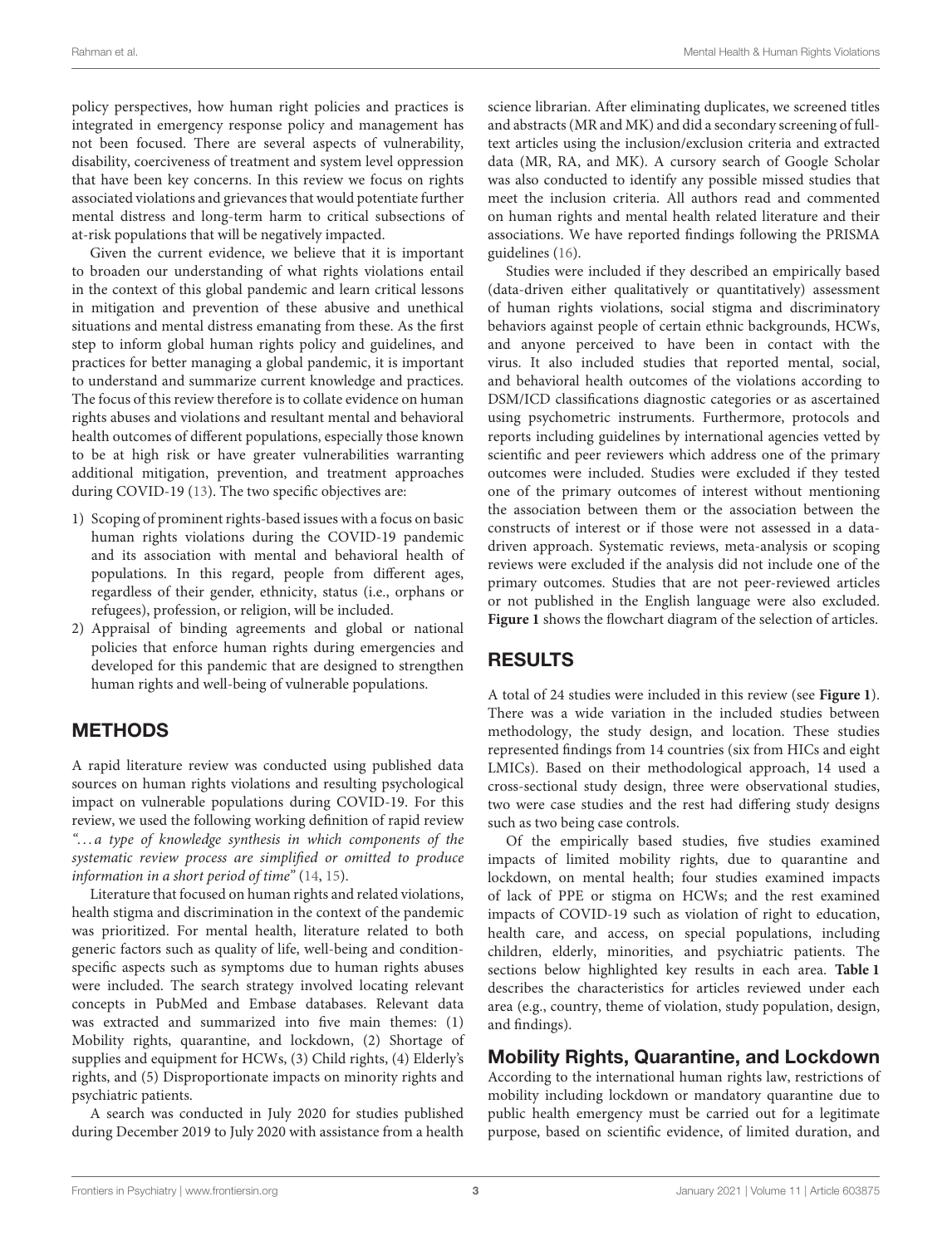policy perspectives, how human right policies and practices is integrated in emergency response policy and management has not been focused. There are several aspects of vulnerability, disability, coerciveness of treatment and system level oppression that have been key concerns. In this review we focus on rights associated violations and grievances that would potentiate further mental distress and long-term harm to critical subsections of at-risk populations that will be negatively impacted.

Given the current evidence, we believe that it is important to broaden our understanding of what rights violations entail in the context of this global pandemic and learn critical lessons in mitigation and prevention of these abusive and unethical situations and mental distress emanating from these. As the first step to inform global human rights policy and guidelines, and practices for better managing a global pandemic, it is important to understand and summarize current knowledge and practices. The focus of this review therefore is to collate evidence on human rights abuses and violations and resultant mental and behavioral health outcomes of different populations, especially those known to be at high risk or have greater vulnerabilities warranting additional mitigation, prevention, and treatment approaches during COVID-19 (13). The two specific objectives are:

1) Scoping of prominent rights-based issues with a focus on basic human rights violations during the COVID-19 pandemic and its association with mental and behavioral health of populations. In this regard, people from different ages, regardless of their gender, ethnicity, status (i.e., orphans or refugees), profession, or religion, will be included.
2) Appraisal of binding agreements and global or national policies that enforce human rights during emergencies and developed for this pandemic that are designed to strengthen human rights and well-being of vulnerable populations.

## METHODS

A rapid literature review was conducted using published data sources on human rights violations and resulting psychological impact on vulnerable populations during COVID-19. For this review, we used the following working definition of rapid review *"…a type of knowledge synthesis in which components of the systematic review process are simplified or omitted to produce information in a short period of time"* (14, 15).

Literature that focused on human rights and related violations, health stigma and discrimination in the context of the pandemic was prioritized. For mental health, literature related to both generic factors such as quality of life, well-being and condition-specific aspects such as symptoms due to human rights abuses were included. The search strategy involved locating relevant concepts in PubMed and Embase databases. Relevant data was extracted and summarized into five main themes: (1) Mobility rights, quarantine, and lockdown, (2) Shortage of supplies and equipment for HCWs, (3) Child rights, (4) Elderly's rights, and (5) Disproportionate impacts on minority rights and psychiatric patients.

A search was conducted in July 2020 for studies published during December 2019 to July 2020 with assistance from a health science librarian. After eliminating duplicates, we screened titles and abstracts (MR and MK) and did a secondary screening of full-text articles using the inclusion/exclusion criteria and extracted data (MR, RA, and MK). A cursory search of Google Scholar was also conducted to identify any possible missed studies that meet the inclusion criteria. All authors read and commented on human rights and mental health related literature and their associations. We have reported findings following the PRISMA guidelines (16).

Studies were included if they described an empirically based (data-driven either qualitatively or quantitatively) assessment of human rights violations, social stigma and discriminatory behaviors against people of certain ethnic backgrounds, HCWs, and anyone perceived to have been in contact with the virus. It also included studies that reported mental, social, and behavioral health outcomes of the violations according to DSM/ICD classifications diagnostic categories or as ascertained using psychometric instruments. Furthermore, protocols and reports including guidelines by international agencies vetted by scientific and peer reviewers which address one of the primary outcomes were included. Studies were excluded if they tested one of the primary outcomes of interest without mentioning the association between them or the association between the constructs of interest or if those were not assessed in a data-driven approach. Systematic reviews, meta-analysis or scoping reviews were excluded if the analysis did not include one of the primary outcomes. Studies that are not peer-reviewed articles or not published in the English language were also excluded. **Figure 1** shows the flowchart diagram of the selection of articles.

## RESULTS

A total of 24 studies were included in this review (see **Figure 1**). There was a wide variation in the included studies between methodology, the study design, and location. These studies represented findings from 14 countries (six from HICs and eight LMICs). Based on their methodological approach, 14 used a cross-sectional study design, three were observational studies, two were case studies and the rest had differing study designs such as two being case controls.

Of the empirically based studies, five studies examined impacts of limited mobility rights, due to quarantine and lockdown, on mental health; four studies examined impacts of lack of PPE or stigma on HCWs; and the rest examined impacts of COVID-19 such as violation of right to education, health care, and access, on special populations, including children, elderly, minorities, and psychiatric patients. The sections below highlighted key results in each area. **Table 1** describes the characteristics for articles reviewed under each area (e.g., country, theme of violation, study population, design, and findings).

### Mobility Rights, Quarantine, and Lockdown

According to the international human rights law, restrictions of mobility including lockdown or mandatory quarantine due to public health emergency must be carried out for a legitimate purpose, based on scientific evidence, of limited duration, and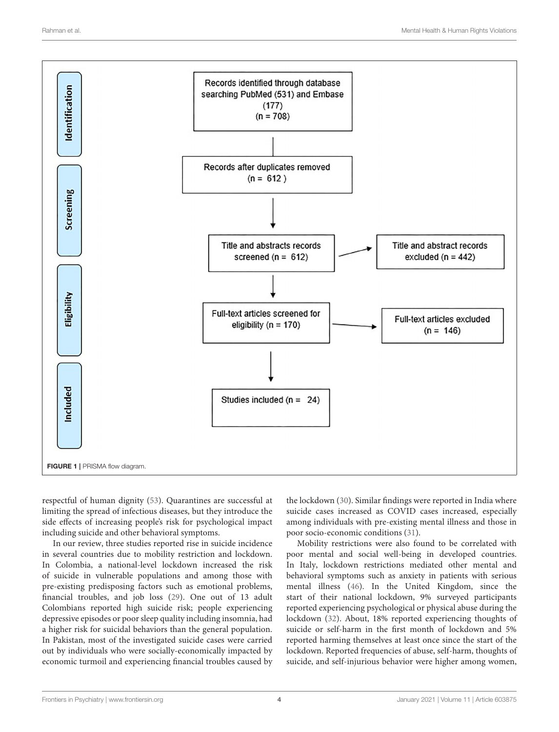**Identification**

Records identified through database searching PubMed (531) and Embase (177) (n = 708)

Records after duplicates removed (n = 612)

**Screening**

Title and abstracts records screened (n = 612) → Title and abstract records excluded (n = 442)

**Eligibility**

Full-text articles screened for eligibility (n = 170) → Full-text articles excluded (n = 146)

**Included**

Studies included (n = 24)

**FIGURE 1** | PRISMA flow diagram.

respectful of human dignity (53). Quarantines are successful at limiting the spread of infectious diseases, but they introduce the side effects of increasing people's risk for psychological impact including suicide and other behavioral symptoms.

In our review, three studies reported rise in suicide incidence in several countries due to mobility restriction and lockdown. In Colombia, a national-level lockdown increased the risk of suicide in vulnerable populations and among those with pre-existing predisposing factors such as emotional problems, financial troubles, and job loss (29). One out of 13 adult Colombians reported high suicide risk; people experiencing depressive episodes or poor sleep quality including insomnia, had a higher risk for suicidal behaviors than the general population. In Pakistan, most of the investigated suicide cases were carried out by individuals who were socially-economically impacted by economic turmoil and experiencing financial troubles caused by the lockdown (30). Similar findings were reported in India where suicide cases increased as COVID cases increased, especially among individuals with pre-existing mental illness and those in poor socio-economic conditions (31).

Mobility restrictions were also found to be correlated with poor mental and social well-being in developed countries. In Italy, lockdown restrictions mediated other mental and behavioral symptoms such as anxiety in patients with serious mental illness (46). In the United Kingdom, since the start of their national lockdown, 9% surveyed participants reported experiencing psychological or physical abuse during the lockdown (32). About, 18% reported experiencing thoughts of suicide or self-harm in the first month of lockdown and 5% reported harming themselves at least once since the start of the lockdown. Reported frequencies of abuse, self-harm, thoughts of suicide, and self-injurious behavior were higher among women,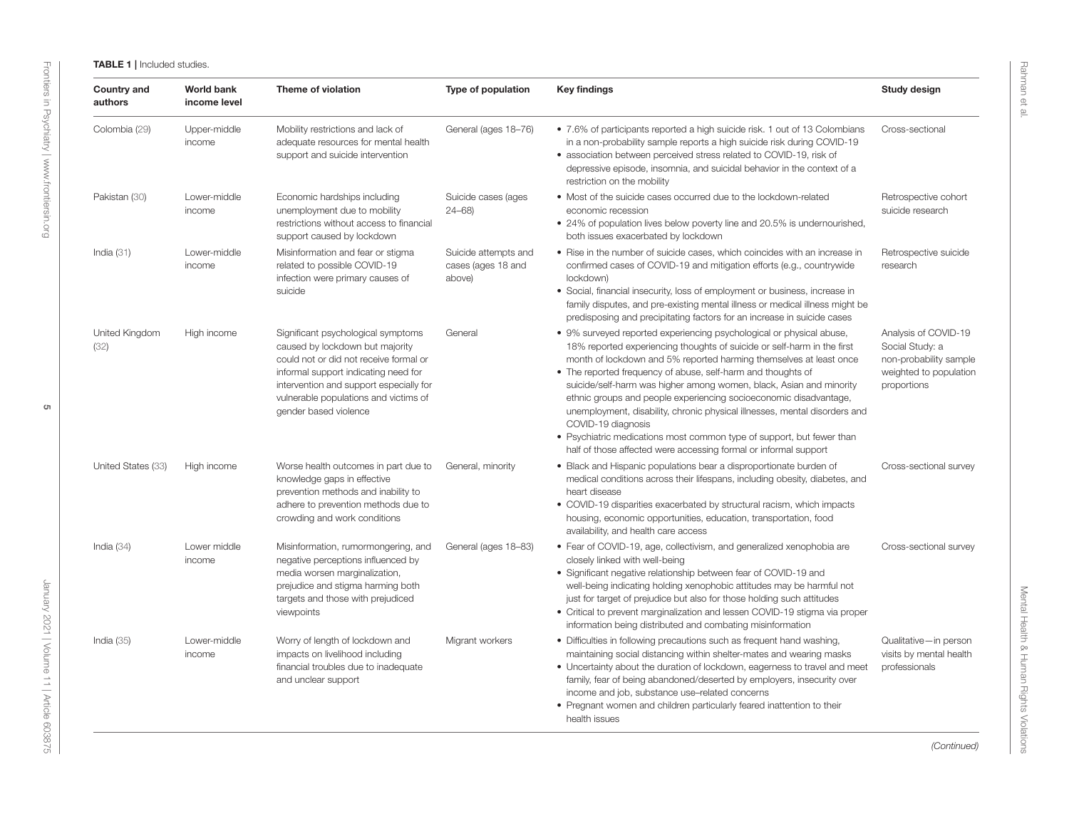**TABLE 1** | Included studies.

| Country and authors | World bank income level | Theme of violation | Type of population | Key findings | Study design |
|---|---|---|---|---|---|
| Colombia (29) | Upper-middle income | Mobility restrictions and lack of adequate resources for mental health support and suicide intervention | General (ages 18–76) | • 7.6% of participants reported a high suicide risk. 1 out of 13 Colombians in a non-probability sample reports a high suicide risk during COVID-19<br>• association between perceived stress related to COVID-19, risk of depressive episode, insomnia, and suicidal behavior in the context of a restriction on the mobility | Cross-sectional |
| Pakistan (30) | Lower-middle income | Economic hardships including unemployment due to mobility restrictions without access to financial support caused by lockdown | Suicide cases (ages 24–68) | • Most of the suicide cases occurred due to the lockdown-related economic recession<br>• 24% of population lives below poverty line and 20.5% is undernourished, both issues exacerbated by lockdown | Retrospective cohort suicide research |
| India (31) | Lower-middle income | Misinformation and fear or stigma related to possible COVID-19 infection were primary causes of suicide | Suicide attempts and cases (ages 18 and above) | • Rise in the number of suicide cases, which coincides with an increase in confirmed cases of COVID-19 and mitigation efforts (e.g., countrywide lockdown)<br>• Social, financial insecurity, loss of employment or business, increase in family disputes, and pre-existing mental illness or medical illness might be predisposing and precipitating factors for an increase in suicide cases | Retrospective suicide research |
| United Kingdom (32) | High income | Significant psychological symptoms caused by lockdown but majority could not or did not receive formal or informal support indicating need for intervention and support especially for vulnerable populations and victims of gender based violence | General | • 9% surveyed reported experiencing psychological or physical abuse, 18% reported experiencing thoughts of suicide or self-harm in the first month of lockdown and 5% reported harming themselves at least once<br>• The reported frequency of abuse, self-harm and thoughts of suicide/self-harm was higher among women, black, Asian and minority ethnic groups and people experiencing socioeconomic disadvantage, unemployment, disability, chronic physical illnesses, mental disorders and COVID-19 diagnosis<br>• Psychiatric medications most common type of support, but fewer than half of those affected were accessing formal or informal support | Analysis of COVID-19 Social Study: a non-probability sample weighted to population proportions |
| United States (33) | High income | Worse health outcomes in part due to knowledge gaps in effective prevention methods and inability to adhere to prevention methods due to crowding and work conditions | General, minority | • Black and Hispanic populations bear a disproportionate burden of medical conditions across their lifespans, including obesity, diabetes, and heart disease<br>• COVID-19 disparities exacerbated by structural racism, which impacts housing, economic opportunities, education, transportation, food availability, and health care access | Cross-sectional survey |
| India (34) | Lower middle income | Misinformation, rumormongering, and negative perceptions influenced by media worsen marginalization, prejudice and stigma harming both targets and those with prejudiced viewpoints | General (ages 18–83) | • Fear of COVID-19, age, collectivism, and generalized xenophobia are closely linked with well-being<br>• Significant negative relationship between fear of COVID-19 and well-being indicating holding xenophobic attitudes may be harmful not just for target of prejudice but also for those holding such attitudes<br>• Critical to prevent marginalization and lessen COVID-19 stigma via proper information being distributed and combating misinformation | Cross-sectional survey |
| India (35) | Lower-middle income | Worry of length of lockdown and impacts on livelihood including financial troubles due to inadequate and unclear support | Migrant workers | • Difficulties in following precautions such as frequent hand washing, maintaining social distancing within shelter-mates and wearing masks<br>• Uncertainty about the duration of lockdown, eagerness to travel and meet family, fear of being abandoned/deserted by employers, insecurity over income and job, substance use–related concerns<br>• Pregnant women and children particularly feared inattention to their health issues | Qualitative—in person visits by mental health professionals |

*(Continued)*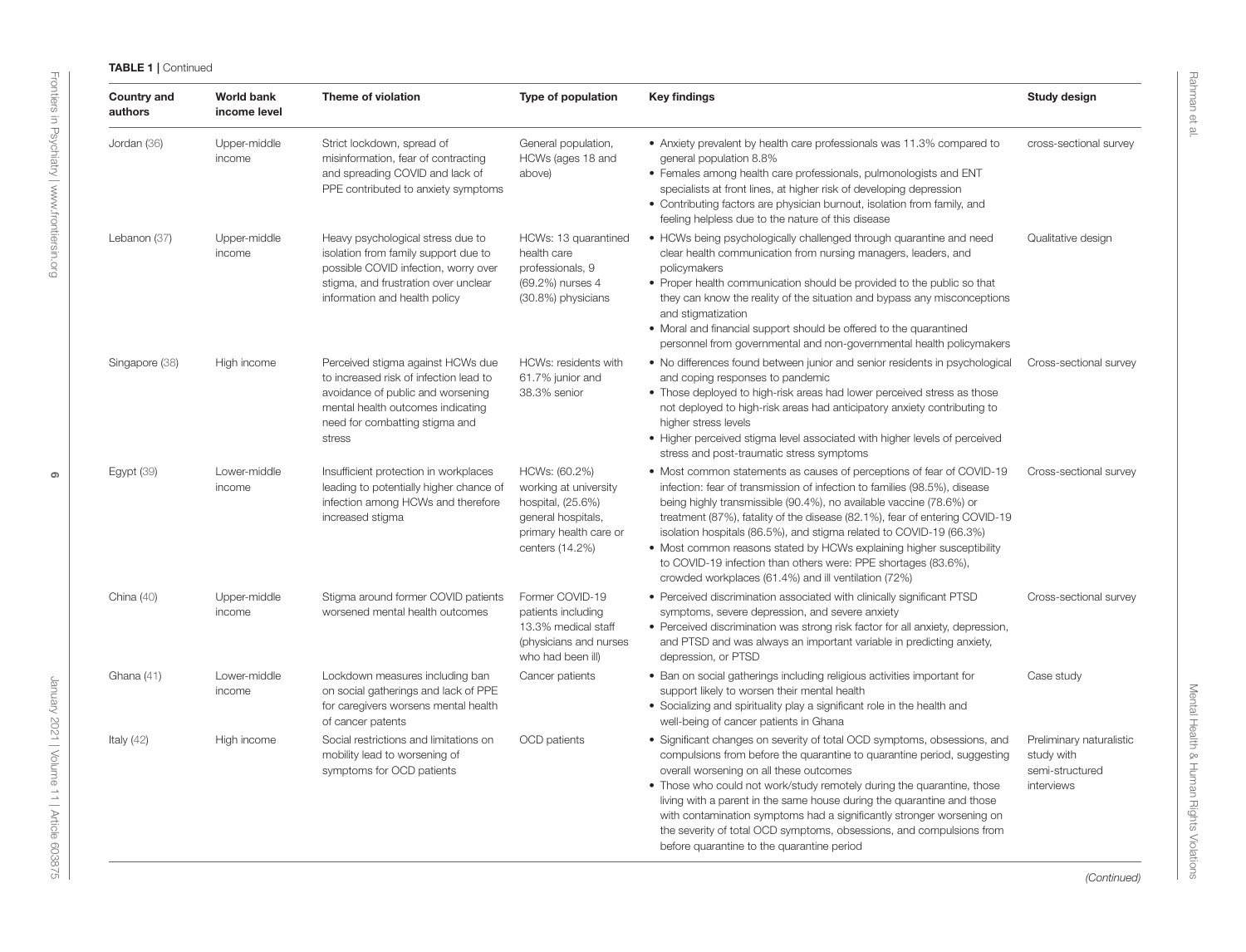**TABLE 1** | Continued

| Country and authors | World bank income level | Theme of violation | Type of population | Key findings | Study design |
|---|---|---|---|---|---|
| Jordan (36) | Upper-middle income | Strict lockdown, spread of misinformation, fear of contracting and spreading COVID and lack of PPE contributed to anxiety symptoms | General population, HCWs (ages 18 and above) | • Anxiety prevalent by health care professionals was 11.3% compared to general population 8.8%<br>• Females among health care professionals, pulmonologists and ENT specialists at front lines, at higher risk of developing depression<br>• Contributing factors are physician burnout, isolation from family, and feeling helpless due to the nature of this disease | cross-sectional survey |
| Lebanon (37) | Upper-middle income | Heavy psychological stress due to isolation from family support due to possible COVID infection, worry over stigma, and frustration over unclear information and health policy | HCWs: 13 quarantined health care professionals, 9 (69.2%) nurses 4 (30.8%) physicians | • HCWs being psychologically challenged through quarantine and need clear health communication from nursing managers, leaders, and policymakers<br>• Proper health communication should be provided to the public so that they can know the reality of the situation and bypass any misconceptions and stigmatization<br>• Moral and financial support should be offered to the quarantined personnel from governmental and non-governmental health policymakers | Qualitative design |
| Singapore (38) | High income | Perceived stigma against HCWs due to increased risk of infection lead to avoidance of public and worsening mental health outcomes indicating need for combatting stigma and stress | HCWs: residents with 61.7% junior and 38.3% senior | • No differences found between junior and senior residents in psychological and coping responses to pandemic<br>• Those deployed to high-risk areas had lower perceived stress as those not deployed to high-risk areas had anticipatory anxiety contributing to higher stress levels<br>• Higher perceived stigma level associated with higher levels of perceived stress and post-traumatic stress symptoms | Cross-sectional survey |
| Egypt (39) | Lower-middle income | Insufficient protection in workplaces leading to potentially higher chance of infection among HCWs and therefore increased stigma | HCWs: (60.2%) working at university hospital, (25.6%) general hospitals, primary health care or centers (14.2%) | • Most common statements as causes of perceptions of fear of COVID-19 infection: fear of transmission of infection to families (98.5%), disease being highly transmissible (90.4%), no available vaccine (78.6%) or treatment (87%), fatality of the disease (82.1%), fear of entering COVID-19 isolation hospitals (86.5%), and stigma related to COVID-19 (66.3%)<br>• Most common reasons stated by HCWs explaining higher susceptibility to COVID-19 infection than others were: PPE shortages (83.6%), crowded workplaces (61.4%) and ill ventilation (72%) | Cross-sectional survey |
| China (40) | Upper-middle income | Stigma around former COVID patients worsened mental health outcomes | Former COVID-19 patients including 13.3% medical staff (physicians and nurses who had been ill) | • Perceived discrimination associated with clinically significant PTSD symptoms, severe depression, and severe anxiety<br>• Perceived discrimination was strong risk factor for all anxiety, depression, and PTSD and was always an important variable in predicting anxiety, depression, or PTSD | Cross-sectional survey |
| Ghana (41) | Lower-middle income | Lockdown measures including ban on social gatherings and lack of PPE for caregivers worsens mental health of cancer patents | Cancer patients | • Ban on social gatherings including religious activities important for support likely to worsen their mental health<br>• Socializing and spirituality play a significant role in the health and well-being of cancer patients in Ghana | Case study |
| Italy (42) | High income | Social restrictions and limitations on mobility lead to worsening of symptoms for OCD patients | OCD patients | • Significant changes on severity of total OCD symptoms, obsessions, and compulsions from before the quarantine to quarantine period, suggesting overall worsening on all these outcomes<br>• Those who could not work/study remotely during the quarantine, those living with a parent in the same house during the quarantine and those with contamination symptoms had a significantly stronger worsening on the severity of total OCD symptoms, obsessions, and compulsions from before quarantine to the quarantine period | Preliminary naturalistic study with semi-structured interviews |

*(Continued)*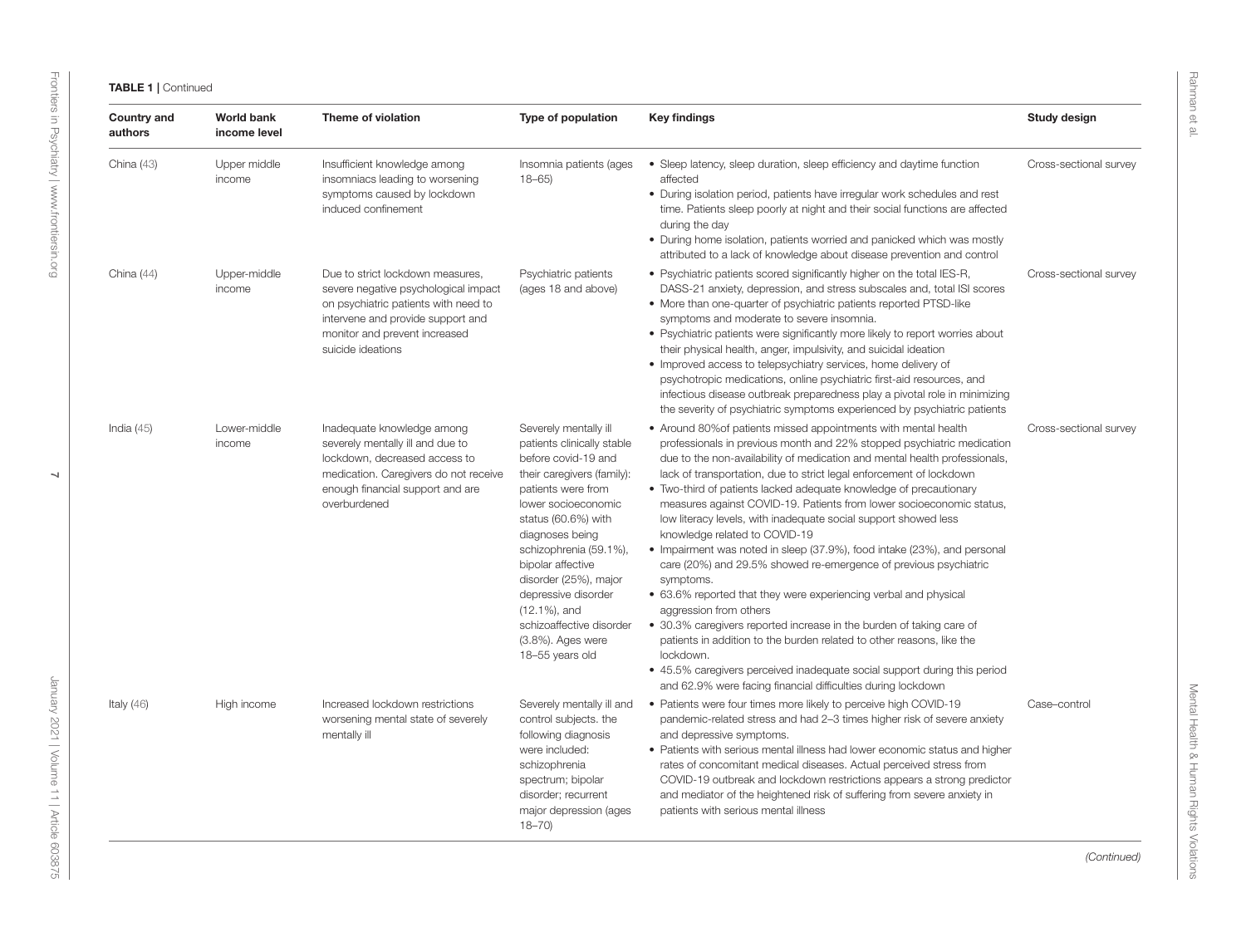**TABLE 1 |** Continued

| Country and authors | World bank income level | Theme of violation | Type of population | Key findings | Study design |
|---|---|---|---|---|---|
| China (43) | Upper middle income | Insufficient knowledge among insomniacs leading to worsening symptoms caused by lockdown induced confinement | Insomnia patients (ages 18–65) | • Sleep latency, sleep duration, sleep efficiency and daytime function affected<br>• During isolation period, patients have irregular work schedules and rest time. Patients sleep poorly at night and their social functions are affected during the day<br>• During home isolation, patients worried and panicked which was mostly attributed to a lack of knowledge about disease prevention and control | Cross-sectional survey |
| China (44) | Upper-middle income | Due to strict lockdown measures, severe negative psychological impact on psychiatric patients with need to intervene and provide support and monitor and prevent increased suicide ideations | Psychiatric patients (ages 18 and above) | • Psychiatric patients scored significantly higher on the total IES-R, DASS-21 anxiety, depression, and stress subscales and, total ISI scores<br>• More than one-quarter of psychiatric patients reported PTSD-like symptoms and moderate to severe insomnia.<br>• Psychiatric patients were significantly more likely to report worries about their physical health, anger, impulsivity, and suicidal ideation<br>• Improved access to telepsychiatry services, home delivery of psychotropic medications, online psychiatric first-aid resources, and infectious disease outbreak preparedness play a pivotal role in minimizing the severity of psychiatric symptoms experienced by psychiatric patients | Cross-sectional survey |
| India (45) | Lower-middle income | Inadequate knowledge among severely mentally ill and due to lockdown, decreased access to medication. Caregivers do not receive enough financial support and are overburdened | Severely mentally ill patients clinically stable before covid-19 and their caregivers (family): patients were from lower socioeconomic status (60.6%) with diagnoses being schizophrenia (59.1%), bipolar affective disorder (25%), major depressive disorder (12.1%), and schizoaffective disorder (3.8%). Ages were 18–55 years old | • Around 80%of patients missed appointments with mental health professionals in previous month and 22% stopped psychiatric medication due to the non-availability of medication and mental health professionals, lack of transportation, due to strict legal enforcement of lockdown<br>• Two-third of patients lacked adequate knowledge of precautionary measures against COVID-19. Patients from lower socioeconomic status, low literacy levels, with inadequate social support showed less knowledge related to COVID-19<br>• Impairment was noted in sleep (37.9%), food intake (23%), and personal care (20%) and 29.5% showed re-emergence of previous psychiatric symptoms.<br>• 63.6% reported that they were experiencing verbal and physical aggression from others<br>• 30.3% caregivers reported increase in the burden of taking care of patients in addition to the burden related to other reasons, like the lockdown.<br>• 45.5% caregivers perceived inadequate social support during this period and 62.9% were facing financial difficulties during lockdown | Cross-sectional survey |
| Italy (46) | High income | Increased lockdown restrictions worsening mental state of severely mentally ill | Severely mentally ill and control subjects. the following diagnosis were included: schizophrenia spectrum; bipolar disorder; recurrent major depression (ages 18–70) | • Patients were four times more likely to perceive high COVID-19 pandemic-related stress and had 2–3 times higher risk of severe anxiety and depressive symptoms.<br>• Patients with serious mental illness had lower economic status and higher rates of concomitant medical diseases. Actual perceived stress from COVID-19 outbreak and lockdown restrictions appears a strong predictor and mediator of the heightened risk of suffering from severe anxiety in patients with serious mental illness | Case–control |

*(Continued)*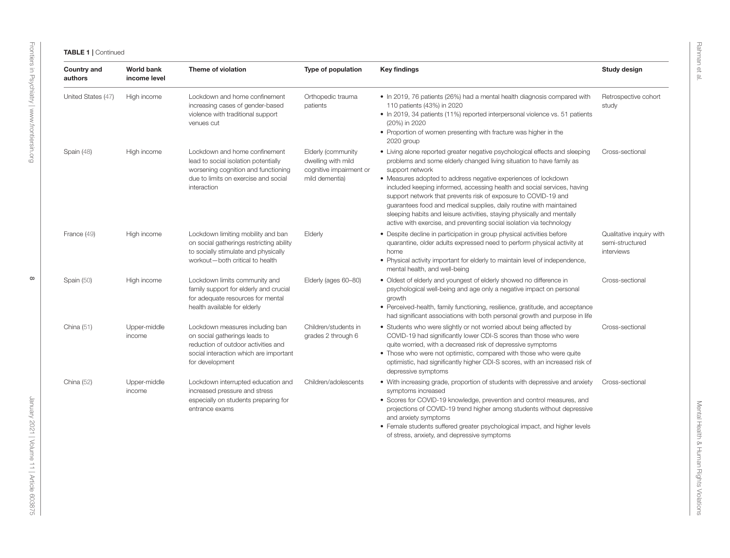**TABLE 1** | Continued

| Country and authors | World bank income level | Theme of violation | Type of population | Key findings | Study design |
|---|---|---|---|---|---|
| United States (47) | High income | Lockdown and home confinement increasing cases of gender-based violence with traditional support venues cut | Orthopedic trauma patients | • In 2019, 76 patients (26%) had a mental health diagnosis compared with 110 patients (43%) in 2020<br>• In 2019, 34 patients (11%) reported interpersonal violence vs. 51 patients (20%) in 2020<br>• Proportion of women presenting with fracture was higher in the 2020 group | Retrospective cohort study |
| Spain (48) | High income | Lockdown and home confinement lead to social isolation potentially worsening cognition and functioning due to limits on exercise and social interaction | Elderly (community dwelling with mild cognitive impairment or mild dementia) | • Living alone reported greater negative psychological effects and sleeping problems and some elderly changed living situation to have family as support network<br>• Measures adopted to address negative experiences of lockdown included keeping informed, accessing health and social services, having support network that prevents risk of exposure to COVID-19 and guarantees food and medical supplies, daily routine with maintained sleeping habits and leisure activities, staying physically and mentally active with exercise, and preventing social isolation via technology | Cross-sectional |
| France (49) | High income | Lockdown limiting mobility and ban on social gatherings restricting ability to socially stimulate and physically workout—both critical to health | Elderly | • Despite decline in participation in group physical activities before quarantine, older adults expressed need to perform physical activity at home<br>• Physical activity important for elderly to maintain level of independence, mental health, and well-being | Qualitative inquiry with semi-structured interviews |
| Spain (50) | High income | Lockdown limits community and family support for elderly and crucial for adequate resources for mental health available for elderly | Elderly (ages 60–80) | • Oldest of elderly and youngest of elderly showed no difference in psychological well-being and age only a negative impact on personal growth<br>• Perceived-health, family functioning, resilience, gratitude, and acceptance had significant associations with both personal growth and purpose in life | Cross-sectional |
| China (51) | Upper-middle income | Lockdown measures including ban on social gatherings leads to reduction of outdoor activities and social interaction which are important for development | Children/students in grades 2 through 6 | • Students who were slightly or not worried about being affected by COVID-19 had significantly lower CDI-S scores than those who were quite worried, with a decreased risk of depressive symptoms<br>• Those who were not optimistic, compared with those who were quite optimistic, had significantly higher CDI-S scores, with an increased risk of depressive symptoms | Cross-sectional |
| China (52) | Upper-middle income | Lockdown interrupted education and increased pressure and stress especially on students preparing for entrance exams | Children/adolescents | • With increasing grade, proportion of students with depressive and anxiety symptoms increased<br>• Scores for COVID-19 knowledge, prevention and control measures, and projections of COVID-19 trend higher among students without depressive and anxiety symptoms<br>• Female students suffered greater psychological impact, and higher levels of stress, anxiety, and depressive symptoms | Cross-sectional |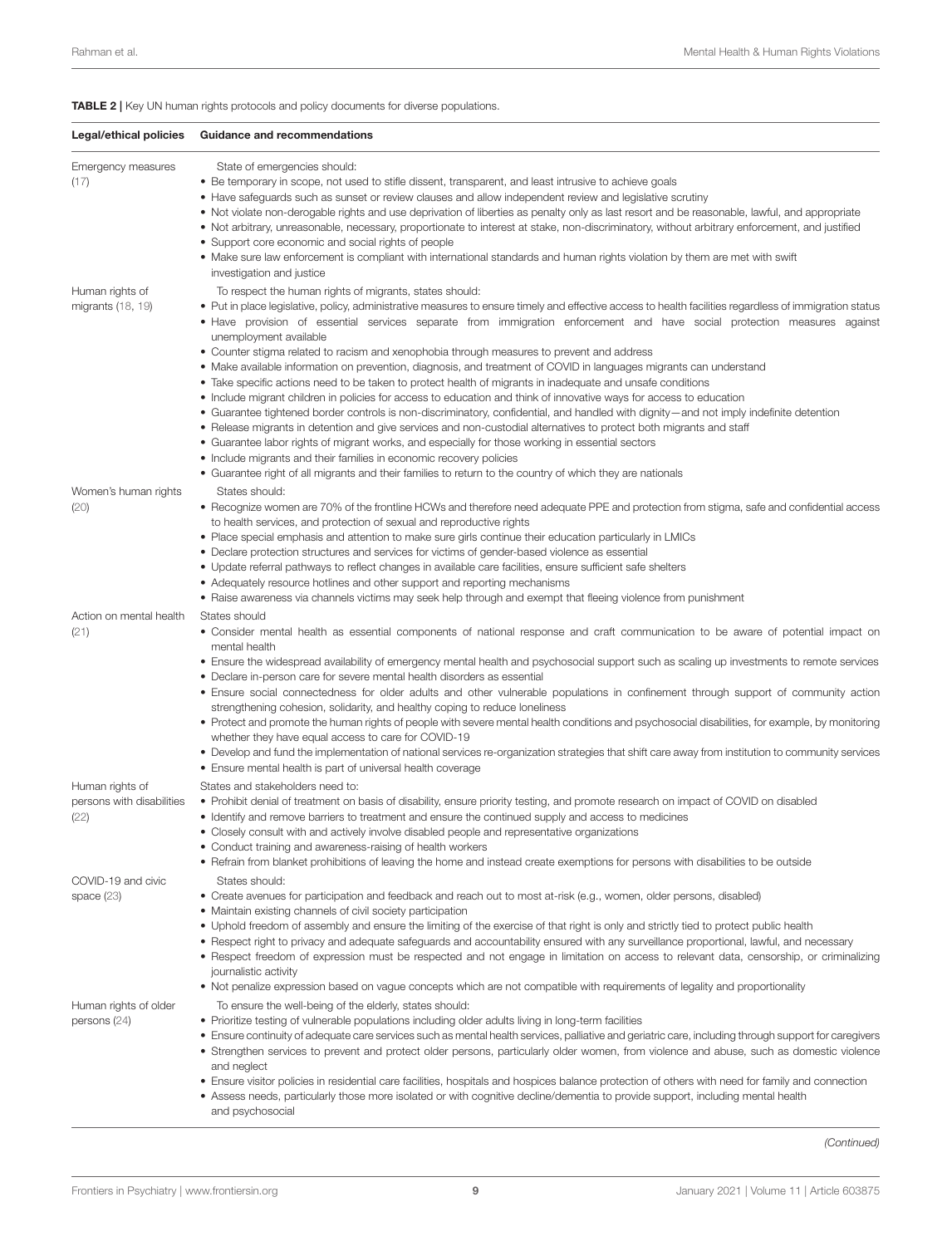**TABLE 2** | Key UN human rights protocols and policy documents for diverse populations.

| Legal/ethical policies | Guidance and recommendations |
|---|---|
| Emergency measures (17) | State of emergencies should:<br>• Be temporary in scope, not used to stifle dissent, transparent, and least intrusive to achieve goals<br>• Have safeguards such as sunset or review clauses and allow independent review and legislative scrutiny<br>• Not violate non-derogable rights and use deprivation of liberties as penalty only as last resort and be reasonable, lawful, and appropriate<br>• Not arbitrary, unreasonable, necessary, proportionate to interest at stake, non-discriminatory, without arbitrary enforcement, and justified<br>• Support core economic and social rights of people<br>• Make sure law enforcement is compliant with international standards and human rights violation by them are met with swift investigation and justice |
| Human rights of migrants (18, 19) | To respect the human rights of migrants, states should:<br>• Put in place legislative, policy, administrative measures to ensure timely and effective access to health facilities regardless of immigration status<br>• Have provision of essential services separate from immigration enforcement and have social protection measures against unemployment available<br>• Counter stigma related to racism and xenophobia through measures to prevent and address<br>• Make available information on prevention, diagnosis, and treatment of COVID in languages migrants can understand<br>• Take specific actions need to be taken to protect health of migrants in inadequate and unsafe conditions<br>• Include migrant children in policies for access to education and think of innovative ways for access to education<br>• Guarantee tightened border controls is non-discriminatory, confidential, and handled with dignity—and not imply indefinite detention<br>• Release migrants in detention and give services and non-custodial alternatives to protect both migrants and staff<br>• Guarantee labor rights of migrant works, and especially for those working in essential sectors<br>• Include migrants and their families in economic recovery policies<br>• Guarantee right of all migrants and their families to return to the country of which they are nationals |
| Women's human rights (20) | States should:<br>• Recognize women are 70% of the frontline HCWs and therefore need adequate PPE and protection from stigma, safe and confidential access to health services, and protection of sexual and reproductive rights<br>• Place special emphasis and attention to make sure girls continue their education particularly in LMICs<br>• Declare protection structures and services for victims of gender-based violence as essential<br>• Update referral pathways to reflect changes in available care facilities, ensure sufficient safe shelters<br>• Adequately resource hotlines and other support and reporting mechanisms<br>• Raise awareness via channels victims may seek help through and exempt that fleeing violence from punishment |
| Action on mental health (21) | States should<br>• Consider mental health as essential components of national response and craft communication to be aware of potential impact on mental health<br>• Ensure the widespread availability of emergency mental health and psychosocial support such as scaling up investments to remote services<br>• Declare in-person care for severe mental health disorders as essential<br>• Ensure social connectedness for older adults and other vulnerable populations in confinement through support of community action strengthening cohesion, solidarity, and healthy coping to reduce loneliness<br>• Protect and promote the human rights of people with severe mental health conditions and psychosocial disabilities, for example, by monitoring whether they have equal access to care for COVID-19<br>• Develop and fund the implementation of national services re-organization strategies that shift care away from institution to community services<br>• Ensure mental health is part of universal health coverage |
| Human rights of persons with disabilities (22) | States and stakeholders need to:<br>• Prohibit denial of treatment on basis of disability, ensure priority testing, and promote research on impact of COVID on disabled<br>• Identify and remove barriers to treatment and ensure the continued supply and access to medicines<br>• Closely consult with and actively involve disabled people and representative organizations<br>• Conduct training and awareness-raising of health workers<br>• Refrain from blanket prohibitions of leaving the home and instead create exemptions for persons with disabilities to be outside |
| COVID-19 and civic space (23) | States should:<br>• Create avenues for participation and feedback and reach out to most at-risk (e.g., women, older persons, disabled)<br>• Maintain existing channels of civil society participation<br>• Uphold freedom of assembly and ensure the limiting of the exercise of that right is only and strictly tied to protect public health<br>• Respect right to privacy and adequate safeguards and accountability ensured with any surveillance proportional, lawful, and necessary<br>• Respect freedom of expression must be respected and not engage in limitation on access to relevant data, censorship, or criminalizing journalistic activity<br>• Not penalize expression based on vague concepts which are not compatible with requirements of legality and proportionality |
| Human rights of older persons (24) | To ensure the well-being of the elderly, states should:<br>• Prioritize testing of vulnerable populations including older adults living in long-term facilities<br>• Ensure continuity of adequate care services such as mental health services, palliative and geriatric care, including through support for caregivers<br>• Strengthen services to prevent and protect older persons, particularly older women, from violence and abuse, such as domestic violence and neglect<br>• Ensure visitor policies in residential care facilities, hospitals and hospices balance protection of others with need for family and connection<br>• Assess needs, particularly those more isolated or with cognitive decline/dementia to provide support, including mental health and psychosocial |

*(Continued)*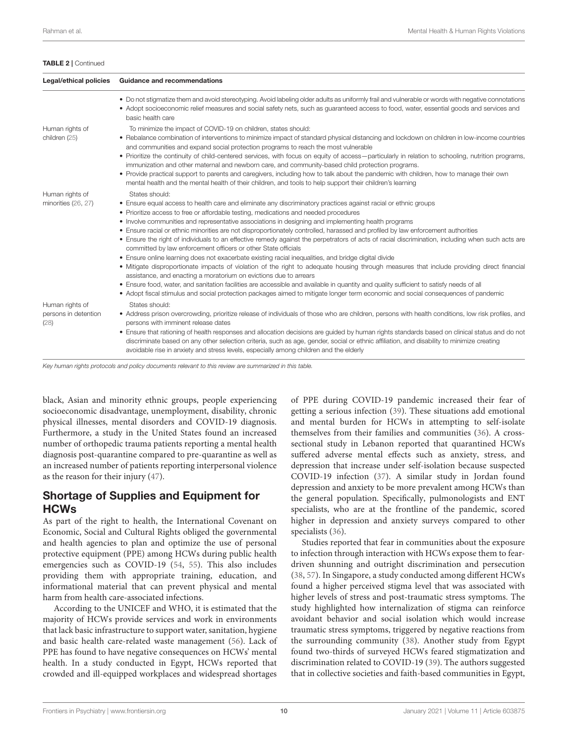**TABLE 2** | Continued

| Legal/ethical policies | Guidance and recommendations |
|---|---|
| | • Do not stigmatize them and avoid stereotyping. Avoid labeling older adults as uniformly frail and vulnerable or words with negative connotations<br>• Adopt socioeconomic relief measures and social safety nets, such as guaranteed access to food, water, essential goods and services and basic health care |
| Human rights of children (25) | To minimize the impact of COVID-19 on children, states should:<br>• Rebalance combination of interventions to minimize impact of standard physical distancing and lockdown on children in low-income countries and communities and expand social protection programs to reach the most vulnerable<br>• Prioritize the continuity of child-centered services, with focus on equity of access—particularly in relation to schooling, nutrition programs, immunization and other maternal and newborn care, and community-based child protection programs.<br>• Provide practical support to parents and caregivers, including how to talk about the pandemic with children, how to manage their own mental health and the mental health of their children, and tools to help support their children's learning |
| Human rights of minorities (26, 27) | States should:<br>• Ensure equal access to health care and eliminate any discriminatory practices against racial or ethnic groups<br>• Prioritize access to free or affordable testing, medications and needed procedures<br>• Involve communities and representative associations in designing and implementing health programs<br>• Ensure racial or ethnic minorities are not disproportionately controlled, harassed and profiled by law enforcement authorities<br>• Ensure the right of individuals to an effective remedy against the perpetrators of acts of racial discrimination, including when such acts are committed by law enforcement officers or other State officials<br>• Ensure online learning does not exacerbate existing racial inequalities, and bridge digital divide<br>• Mitigate disproportionate impacts of violation of the right to adequate housing through measures that include providing direct financial assistance, and enacting a moratorium on evictions due to arrears<br>• Ensure food, water, and sanitation facilities are accessible and available in quantity and quality sufficient to satisfy needs of all<br>• Adopt fiscal stimulus and social protection packages aimed to mitigate longer term economic and social consequences of pandemic |
| Human rights of persons in detention (28) | States should:<br>• Address prison overcrowding, prioritize release of individuals of those who are children, persons with health conditions, low risk profiles, and persons with imminent release dates<br>• Ensure that rationing of health responses and allocation decisions are guided by human rights standards based on clinical status and do not discriminate based on any other selection criteria, such as age, gender, social or ethnic affiliation, and disability to minimize creating avoidable rise in anxiety and stress levels, especially among children and the elderly |

*Key human rights protocols and policy documents relevant to this review are summarized in this table.*

black, Asian and minority ethnic groups, people experiencing socioeconomic disadvantage, unemployment, disability, chronic physical illnesses, mental disorders and COVID-19 diagnosis. Furthermore, a study in the United States found an increased number of orthopedic trauma patients reporting a mental health diagnosis post-quarantine compared to pre-quarantine as well as an increased number of patients reporting interpersonal violence as the reason for their injury (47).

## Shortage of Supplies and Equipment for HCWs

As part of the right to health, the International Covenant on Economic, Social and Cultural Rights obliged the governmental and health agencies to plan and optimize the use of personal protective equipment (PPE) among HCWs during public health emergencies such as COVID-19 (54, 55). This also includes providing them with appropriate training, education, and informational material that can prevent physical and mental harm from health care-associated infections.

According to the UNICEF and WHO, it is estimated that the majority of HCWs provide services and work in environments that lack basic infrastructure to support water, sanitation, hygiene and basic health care-related waste management (56). Lack of PPE has found to have negative consequences on HCWs' mental health. In a study conducted in Egypt, HCWs reported that crowded and ill-equipped workplaces and widespread shortages of PPE during COVID-19 pandemic increased their fear of getting a serious infection (39). These situations add emotional and mental burden for HCWs in attempting to self-isolate themselves from their families and communities (36). A cross-sectional study in Lebanon reported that quarantined HCWs suffered adverse mental effects such as anxiety, stress, and depression that increase under self-isolation because suspected COVID-19 infection (37). A similar study in Jordan found depression and anxiety to be more prevalent among HCWs than the general population. Specifically, pulmonologists and ENT specialists, who are at the frontline of the pandemic, scored higher in depression and anxiety surveys compared to other specialists (36).

Studies reported that fear in communities about the exposure to infection through interaction with HCWs expose them to fear-driven shunning and outright discrimination and persecution (38, 57). In Singapore, a study conducted among different HCWs found a higher perceived stigma level that was associated with higher levels of stress and post-traumatic stress symptoms. The study highlighted how internalization of stigma can reinforce avoidant behavior and social isolation which would increase traumatic stress symptoms, triggered by negative reactions from the surrounding community (38). Another study from Egypt found two-thirds of surveyed HCWs feared stigmatization and discrimination related to COVID-19 (39). The authors suggested that in collective societies and faith-based communities in Egypt,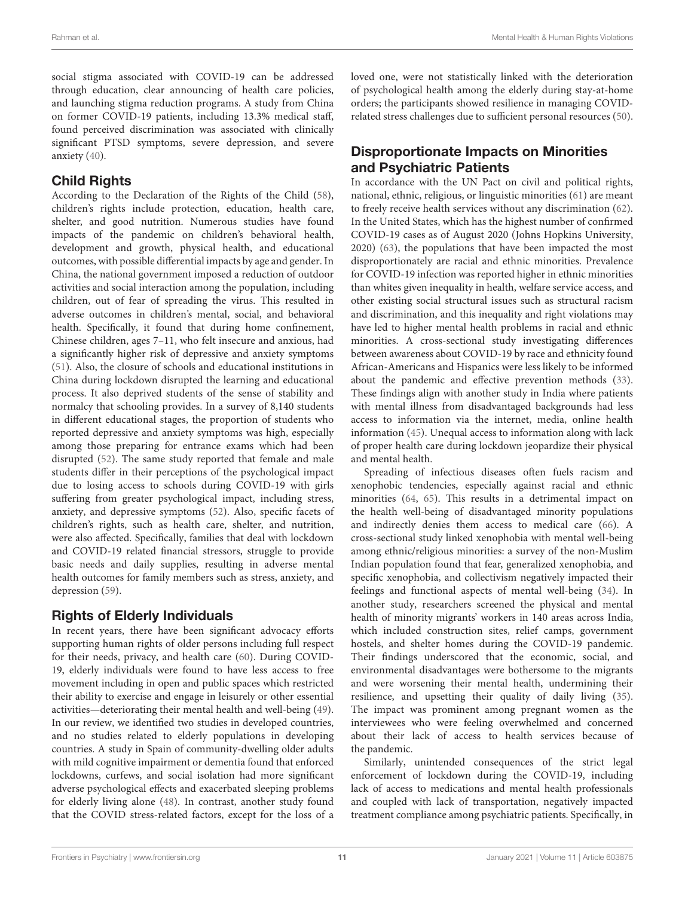social stigma associated with COVID-19 can be addressed through education, clear announcing of health care policies, and launching stigma reduction programs. A study from China on former COVID-19 patients, including 13.3% medical staff, found perceived discrimination was associated with clinically significant PTSD symptoms, severe depression, and severe anxiety (40).

## Child Rights

According to the Declaration of the Rights of the Child (58), children's rights include protection, education, health care, shelter, and good nutrition. Numerous studies have found impacts of the pandemic on children's behavioral health, development and growth, physical health, and educational outcomes, with possible differential impacts by age and gender. In China, the national government imposed a reduction of outdoor activities and social interaction among the population, including children, out of fear of spreading the virus. This resulted in adverse outcomes in children's mental, social, and behavioral health. Specifically, it found that during home confinement, Chinese children, ages 7–11, who felt insecure and anxious, had a significantly higher risk of depressive and anxiety symptoms (51). Also, the closure of schools and educational institutions in China during lockdown disrupted the learning and educational process. It also deprived students of the sense of stability and normalcy that schooling provides. In a survey of 8,140 students in different educational stages, the proportion of students who reported depressive and anxiety symptoms was high, especially among those preparing for entrance exams which had been disrupted (52). The same study reported that female and male students differ in their perceptions of the psychological impact due to losing access to schools during COVID-19 with girls suffering from greater psychological impact, including stress, anxiety, and depressive symptoms (52). Also, specific facets of children's rights, such as health care, shelter, and nutrition, were also affected. Specifically, families that deal with lockdown and COVID-19 related financial stressors, struggle to provide basic needs and daily supplies, resulting in adverse mental health outcomes for family members such as stress, anxiety, and depression (59).

## Rights of Elderly Individuals

In recent years, there have been significant advocacy efforts supporting human rights of older persons including full respect for their needs, privacy, and health care (60). During COVID-19, elderly individuals were found to have less access to free movement including in open and public spaces which restricted their ability to exercise and engage in leisurely or other essential activities—deteriorating their mental health and well-being (49). In our review, we identified two studies in developed countries, and no studies related to elderly populations in developing countries. A study in Spain of community-dwelling older adults with mild cognitive impairment or dementia found that enforced lockdowns, curfews, and social isolation had more significant adverse psychological effects and exacerbated sleeping problems for elderly living alone (48). In contrast, another study found that the COVID stress-related factors, except for the loss of a loved one, were not statistically linked with the deterioration of psychological health among the elderly during stay-at-home orders; the participants showed resilience in managing COVID-related stress challenges due to sufficient personal resources (50).

## Disproportionate Impacts on Minorities and Psychiatric Patients

In accordance with the UN Pact on civil and political rights, national, ethnic, religious, or linguistic minorities (61) are meant to freely receive health services without any discrimination (62). In the United States, which has the highest number of confirmed COVID-19 cases as of August 2020 (Johns Hopkins University, 2020) (63), the populations that have been impacted the most disproportionately are racial and ethnic minorities. Prevalence for COVID-19 infection was reported higher in ethnic minorities than whites given inequality in health, welfare service access, and other existing social structural issues such as structural racism and discrimination, and this inequality and right violations may have led to higher mental health problems in racial and ethnic minorities. A cross-sectional study investigating differences between awareness about COVID-19 by race and ethnicity found African-Americans and Hispanics were less likely to be informed about the pandemic and effective prevention methods (33). These findings align with another study in India where patients with mental illness from disadvantaged backgrounds had less access to information via the internet, media, online health information (45). Unequal access to information along with lack of proper health care during lockdown jeopardize their physical and mental health.

Spreading of infectious diseases often fuels racism and xenophobic tendencies, especially against racial and ethnic minorities (64, 65). This results in a detrimental impact on the health well-being of disadvantaged minority populations and indirectly denies them access to medical care (66). A cross-sectional study linked xenophobia with mental well-being among ethnic/religious minorities: a survey of the non-Muslim Indian population found that fear, generalized xenophobia, and specific xenophobia, and collectivism negatively impacted their feelings and functional aspects of mental well-being (34). In another study, researchers screened the physical and mental health of minority migrants' workers in 140 areas across India, which included construction sites, relief camps, government hostels, and shelter homes during the COVID-19 pandemic. Their findings underscored that the economic, social, and environmental disadvantages were bothersome to the migrants and were worsening their mental health, undermining their resilience, and upsetting their quality of daily living (35). The impact was prominent among pregnant women as the interviewees who were feeling overwhelmed and concerned about their lack of access to health services because of the pandemic.

Similarly, unintended consequences of the strict legal enforcement of lockdown during the COVID-19, including lack of access to medications and mental health professionals and coupled with lack of transportation, negatively impacted treatment compliance among psychiatric patients. Specifically, in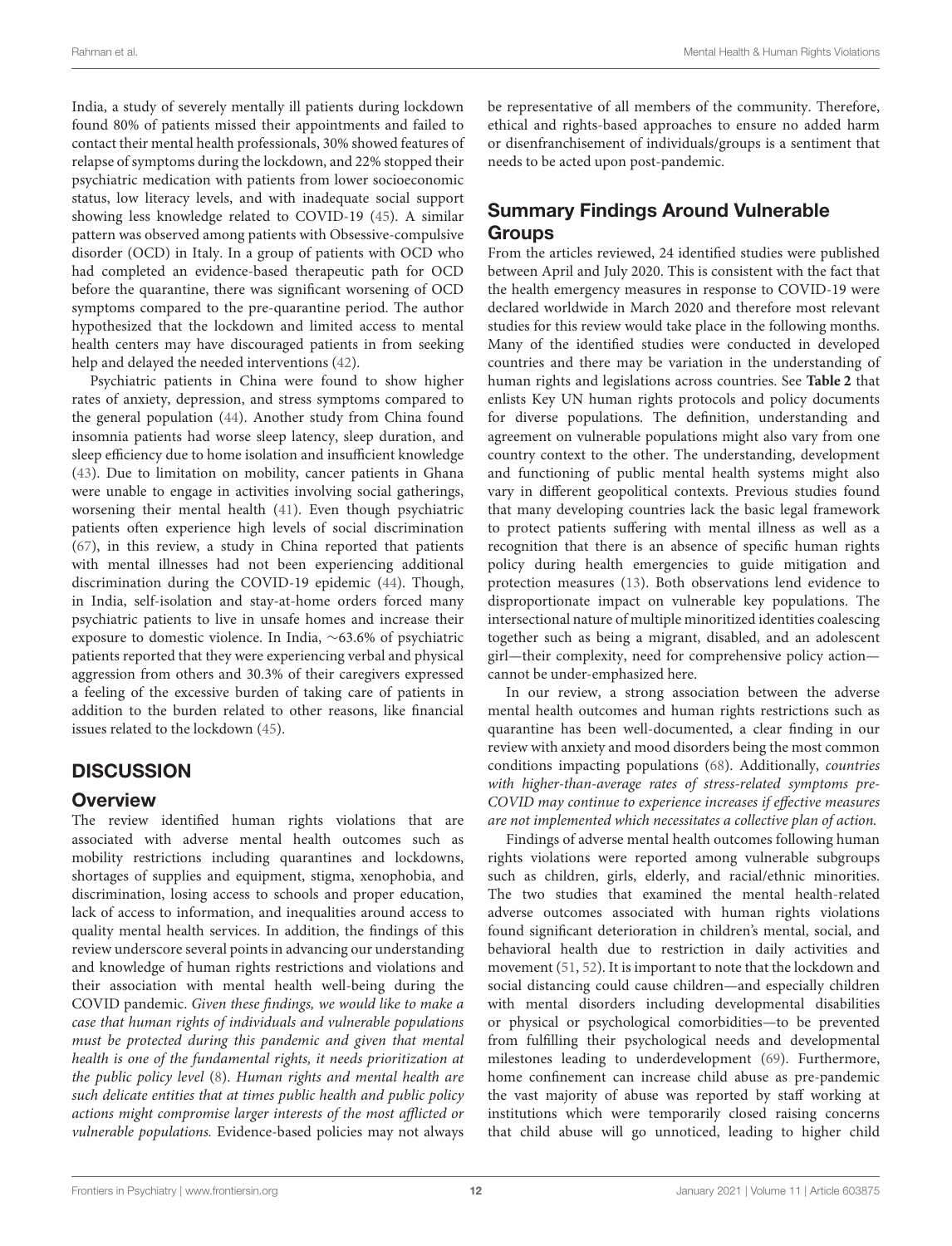India, a study of severely mentally ill patients during lockdown found 80% of patients missed their appointments and failed to contact their mental health professionals, 30% showed features of relapse of symptoms during the lockdown, and 22% stopped their psychiatric medication with patients from lower socioeconomic status, low literacy levels, and with inadequate social support showing less knowledge related to COVID-19 (45). A similar pattern was observed among patients with Obsessive-compulsive disorder (OCD) in Italy. In a group of patients with OCD who had completed an evidence-based therapeutic path for OCD before the quarantine, there was significant worsening of OCD symptoms compared to the pre-quarantine period. The author hypothesized that the lockdown and limited access to mental health centers may have discouraged patients in from seeking help and delayed the needed interventions (42).

Psychiatric patients in China were found to show higher rates of anxiety, depression, and stress symptoms compared to the general population (44). Another study from China found insomnia patients had worse sleep latency, sleep duration, and sleep efficiency due to home isolation and insufficient knowledge (43). Due to limitation on mobility, cancer patients in Ghana were unable to engage in activities involving social gatherings, worsening their mental health (41). Even though psychiatric patients often experience high levels of social discrimination (67), in this review, a study in China reported that patients with mental illnesses had not been experiencing additional discrimination during the COVID-19 epidemic (44). Though, in India, self-isolation and stay-at-home orders forced many psychiatric patients to live in unsafe homes and increase their exposure to domestic violence. In India, ∼63.6% of psychiatric patients reported that they were experiencing verbal and physical aggression from others and 30.3% of their caregivers expressed a feeling of the excessive burden of taking care of patients in addition to the burden related to other reasons, like financial issues related to the lockdown (45).

# DISCUSSION

## Overview

The review identified human rights violations that are associated with adverse mental health outcomes such as mobility restrictions including quarantines and lockdowns, shortages of supplies and equipment, stigma, xenophobia, and discrimination, losing access to schools and proper education, lack of access to information, and inequalities around access to quality mental health services. In addition, the findings of this review underscore several points in advancing our understanding and knowledge of human rights restrictions and violations and their association with mental health well-being during the COVID pandemic. *Given these findings, we would like to make a case that human rights of individuals and vulnerable populations must be protected during this pandemic and given that mental health is one of the fundamental rights, it needs prioritization at the public policy level* (8). *Human rights and mental health are such delicate entities that at times public health and public policy actions might compromise larger interests of the most afflicted or vulnerable populations.* Evidence-based policies may not always be representative of all members of the community. Therefore, ethical and rights-based approaches to ensure no added harm or disenfranchisement of individuals/groups is a sentiment that needs to be acted upon post-pandemic.

## Summary Findings Around Vulnerable Groups

From the articles reviewed, 24 identified studies were published between April and July 2020. This is consistent with the fact that the health emergency measures in response to COVID-19 were declared worldwide in March 2020 and therefore most relevant studies for this review would take place in the following months. Many of the identified studies were conducted in developed countries and there may be variation in the understanding of human rights and legislations across countries. See **Table 2** that enlists Key UN human rights protocols and policy documents for diverse populations. The definition, understanding and agreement on vulnerable populations might also vary from one country context to the other. The understanding, development and functioning of public mental health systems might also vary in different geopolitical contexts. Previous studies found that many developing countries lack the basic legal framework to protect patients suffering with mental illness as well as a recognition that there is an absence of specific human rights policy during health emergencies to guide mitigation and protection measures (13). Both observations lend evidence to disproportionate impact on vulnerable key populations. The intersectional nature of multiple minoritized identities coalescing together such as being a migrant, disabled, and an adolescent girl—their complexity, need for comprehensive policy action—cannot be under-emphasized here.

In our review, a strong association between the adverse mental health outcomes and human rights restrictions such as quarantine has been well-documented, a clear finding in our review with anxiety and mood disorders being the most common conditions impacting populations (68). Additionally, *countries with higher-than-average rates of stress-related symptoms pre-COVID may continue to experience increases if effective measures are not implemented which necessitates a collective plan of action.*

Findings of adverse mental health outcomes following human rights violations were reported among vulnerable subgroups such as children, girls, elderly, and racial/ethnic minorities. The two studies that examined the mental health-related adverse outcomes associated with human rights violations found significant deterioration in children's mental, social, and behavioral health due to restriction in daily activities and movement (51, 52). It is important to note that the lockdown and social distancing could cause children—and especially children with mental disorders including developmental disabilities or physical or psychological comorbidities—to be prevented from fulfilling their psychological needs and developmental milestones leading to underdevelopment (69). Furthermore, home confinement can increase child abuse as pre-pandemic the vast majority of abuse was reported by staff working at institutions which were temporarily closed raising concerns that child abuse will go unnoticed, leading to higher child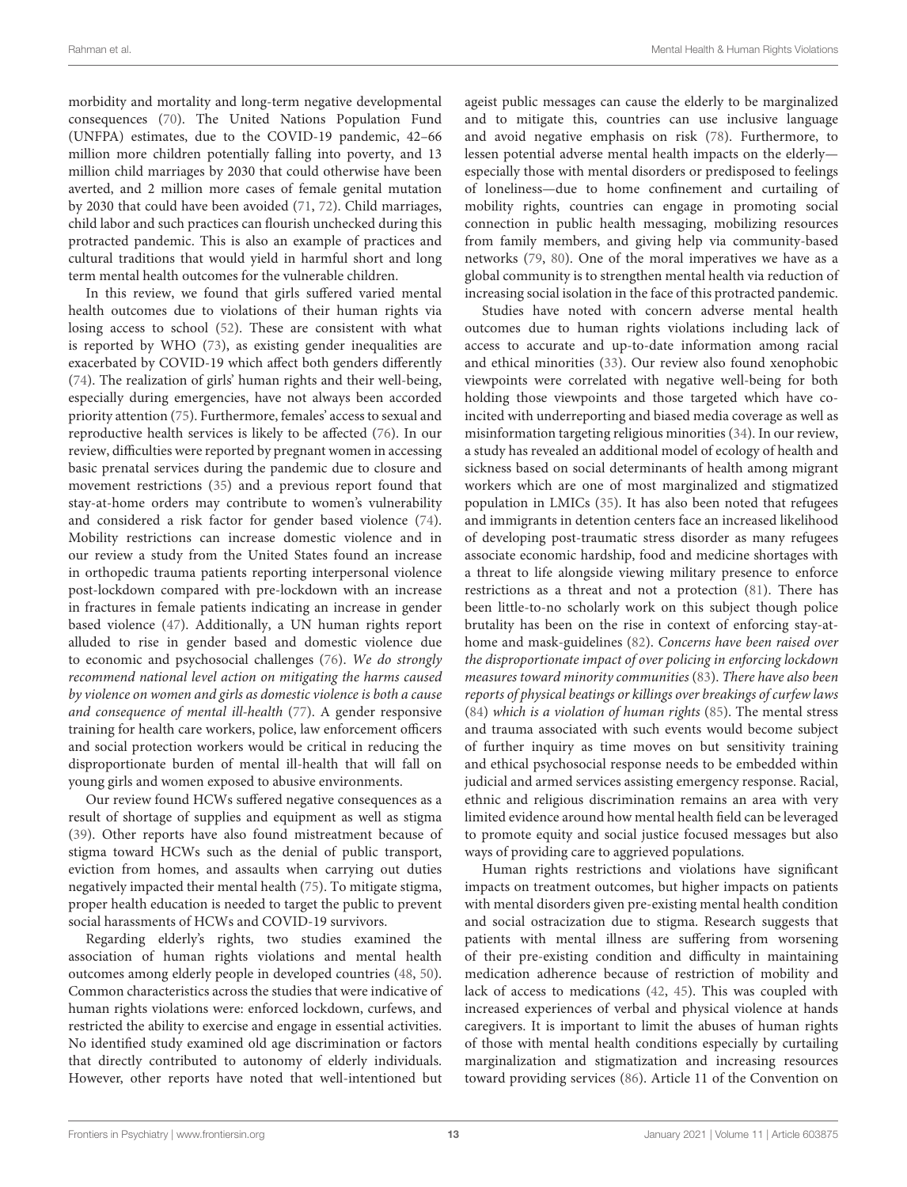morbidity and mortality and long-term negative developmental consequences (70). The United Nations Population Fund (UNFPA) estimates, due to the COVID-19 pandemic, 42–66 million more children potentially falling into poverty, and 13 million child marriages by 2030 that could otherwise have been averted, and 2 million more cases of female genital mutation by 2030 that could have been avoided (71, 72). Child marriages, child labor and such practices can flourish unchecked during this protracted pandemic. This is also an example of practices and cultural traditions that would yield in harmful short and long term mental health outcomes for the vulnerable children.

In this review, we found that girls suffered varied mental health outcomes due to violations of their human rights via losing access to school (52). These are consistent with what is reported by WHO (73), as existing gender inequalities are exacerbated by COVID-19 which affect both genders differently (74). The realization of girls' human rights and their well-being, especially during emergencies, have not always been accorded priority attention (75). Furthermore, females' access to sexual and reproductive health services is likely to be affected (76). In our review, difficulties were reported by pregnant women in accessing basic prenatal services during the pandemic due to closure and movement restrictions (35) and a previous report found that stay-at-home orders may contribute to women's vulnerability and considered a risk factor for gender based violence (74). Mobility restrictions can increase domestic violence and in our review a study from the United States found an increase in orthopedic trauma patients reporting interpersonal violence post-lockdown compared with pre-lockdown with an increase in fractures in female patients indicating an increase in gender based violence (47). Additionally, a UN human rights report alluded to rise in gender based and domestic violence due to economic and psychosocial challenges (76). *We do strongly recommend national level action on mitigating the harms caused by violence on women and girls as domestic violence is both a cause and consequence of mental ill-health* (77). A gender responsive training for health care workers, police, law enforcement officers and social protection workers would be critical in reducing the disproportionate burden of mental ill-health that will fall on young girls and women exposed to abusive environments.

Our review found HCWs suffered negative consequences as a result of shortage of supplies and equipment as well as stigma (39). Other reports have also found mistreatment because of stigma toward HCWs such as the denial of public transport, eviction from homes, and assaults when carrying out duties negatively impacted their mental health (75). To mitigate stigma, proper health education is needed to target the public to prevent social harassments of HCWs and COVID-19 survivors.

Regarding elderly's rights, two studies examined the association of human rights violations and mental health outcomes among elderly people in developed countries (48, 50). Common characteristics across the studies that were indicative of human rights violations were: enforced lockdown, curfews, and restricted the ability to exercise and engage in essential activities. No identified study examined old age discrimination or factors that directly contributed to autonomy of elderly individuals. However, other reports have noted that well-intentioned but ageist public messages can cause the elderly to be marginalized and to mitigate this, countries can use inclusive language and avoid negative emphasis on risk (78). Furthermore, to lessen potential adverse mental health impacts on the elderly—especially those with mental disorders or predisposed to feelings of loneliness—due to home confinement and curtailing of mobility rights, countries can engage in promoting social connection in public health messaging, mobilizing resources from family members, and giving help via community-based networks (79, 80). One of the moral imperatives we have as a global community is to strengthen mental health via reduction of increasing social isolation in the face of this protracted pandemic.

Studies have noted with concern adverse mental health outcomes due to human rights violations including lack of access to accurate and up-to-date information among racial and ethical minorities (33). Our review also found xenophobic viewpoints were correlated with negative well-being for both holding those viewpoints and those targeted which have co-incited with underreporting and biased media coverage as well as misinformation targeting religious minorities (34). In our review, a study has revealed an additional model of ecology of health and sickness based on social determinants of health among migrant workers which are one of most marginalized and stigmatized population in LMICs (35). It has also been noted that refugees and immigrants in detention centers face an increased likelihood of developing post-traumatic stress disorder as many refugees associate economic hardship, food and medicine shortages with a threat to life alongside viewing military presence to enforce restrictions as a threat and not a protection (81). There has been little-to-no scholarly work on this subject though police brutality has been on the rise in context of enforcing stay-at-home and mask-guidelines (82). *Concerns have been raised over the disproportionate impact of over policing in enforcing lockdown measures toward minority communities* (83). *There have also been reports of physical beatings or killings over breakings of curfew laws* (84) *which is a violation of human rights* (85). The mental stress and trauma associated with such events would become subject of further inquiry as time moves on but sensitivity training and ethical psychosocial response needs to be embedded within judicial and armed services assisting emergency response. Racial, ethnic and religious discrimination remains an area with very limited evidence around how mental health field can be leveraged to promote equity and social justice focused messages but also ways of providing care to aggrieved populations.

Human rights restrictions and violations have significant impacts on treatment outcomes, but higher impacts on patients with mental disorders given pre-existing mental health condition and social ostracization due to stigma. Research suggests that patients with mental illness are suffering from worsening of their pre-existing condition and difficulty in maintaining medication adherence because of restriction of mobility and lack of access to medications (42, 45). This was coupled with increased experiences of verbal and physical violence at hands caregivers. It is important to limit the abuses of human rights of those with mental health conditions especially by curtailing marginalization and stigmatization and increasing resources toward providing services (86). Article 11 of the Convention on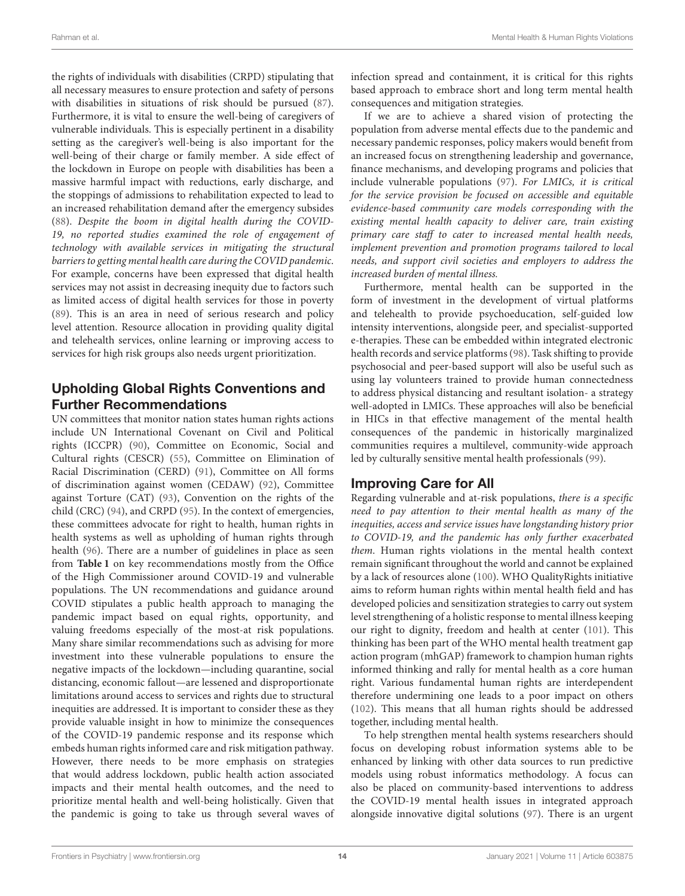the rights of individuals with disabilities (CRPD) stipulating that all necessary measures to ensure protection and safety of persons with disabilities in situations of risk should be pursued (87). Furthermore, it is vital to ensure the well-being of caregivers of vulnerable individuals. This is especially pertinent in a disability setting as the caregiver's well-being is also important for the well-being of their charge or family member. A side effect of the lockdown in Europe on people with disabilities has been a massive harmful impact with reductions, early discharge, and the stoppings of admissions to rehabilitation expected to lead to an increased rehabilitation demand after the emergency subsides (88). *Despite the boom in digital health during the COVID-19, no reported studies examined the role of engagement of technology with available services in mitigating the structural barriers to getting mental health care during the COVID pandemic.* For example, concerns have been expressed that digital health services may not assist in decreasing inequity due to factors such as limited access of digital health services for those in poverty (89). This is an area in need of serious research and policy level attention. Resource allocation in providing quality digital and telehealth services, online learning or improving access to services for high risk groups also needs urgent prioritization.

## Upholding Global Rights Conventions and Further Recommendations

UN committees that monitor nation states human rights actions include UN International Covenant on Civil and Political rights (ICCPR) (90), Committee on Economic, Social and Cultural rights (CESCR) (55), Committee on Elimination of Racial Discrimination (CERD) (91), Committee on All forms of discrimination against women (CEDAW) (92), Committee against Torture (CAT) (93), Convention on the rights of the child (CRC) (94), and CRPD (95). In the context of emergencies, these committees advocate for right to health, human rights in health systems as well as upholding of human rights through health (96). There are a number of guidelines in place as seen from **Table 1** on key recommendations mostly from the Office of the High Commissioner around COVID-19 and vulnerable populations. The UN recommendations and guidance around COVID stipulates a public health approach to managing the pandemic impact based on equal rights, opportunity, and valuing freedoms especially of the most-at risk populations. Many share similar recommendations such as advising for more investment into these vulnerable populations to ensure the negative impacts of the lockdown—including quarantine, social distancing, economic fallout—are lessened and disproportionate limitations around access to services and rights due to structural inequities are addressed. It is important to consider these as they provide valuable insight in how to minimize the consequences of the COVID-19 pandemic response and its response which embeds human rights informed care and risk mitigation pathway. However, there needs to be more emphasis on strategies that would address lockdown, public health action associated impacts and their mental health outcomes, and the need to prioritize mental health and well-being holistically. Given that the pandemic is going to take us through several waves of infection spread and containment, it is critical for this rights based approach to embrace short and long term mental health consequences and mitigation strategies.

If we are to achieve a shared vision of protecting the population from adverse mental effects due to the pandemic and necessary pandemic responses, policy makers would benefit from an increased focus on strengthening leadership and governance, finance mechanisms, and developing programs and policies that include vulnerable populations (97). *For LMICs, it is critical for the service provision be focused on accessible and equitable evidence-based community care models corresponding with the existing mental health capacity to deliver care, train existing primary care staff to cater to increased mental health needs, implement prevention and promotion programs tailored to local needs, and support civil societies and employers to address the increased burden of mental illness.*

Furthermore, mental health can be supported in the form of investment in the development of virtual platforms and telehealth to provide psychoeducation, self-guided low intensity interventions, alongside peer, and specialist-supported e-therapies. These can be embedded within integrated electronic health records and service platforms (98). Task shifting to provide psychosocial and peer-based support will also be useful such as using lay volunteers trained to provide human connectedness to address physical distancing and resultant isolation- a strategy well-adopted in LMICs. These approaches will also be beneficial in HICs in that effective management of the mental health consequences of the pandemic in historically marginalized communities requires a multilevel, community-wide approach led by culturally sensitive mental health professionals (99).

## Improving Care for All

Regarding vulnerable and at-risk populations, *there is a specific need to pay attention to their mental health as many of the inequities, access and service issues have longstanding history prior to COVID-19, and the pandemic has only further exacerbated them.* Human rights violations in the mental health context remain significant throughout the world and cannot be explained by a lack of resources alone (100). WHO QualityRights initiative aims to reform human rights within mental health field and has developed policies and sensitization strategies to carry out system level strengthening of a holistic response to mental illness keeping our right to dignity, freedom and health at center (101). This thinking has been part of the WHO mental health treatment gap action program (mhGAP) framework to champion human rights informed thinking and rally for mental health as a core human right. Various fundamental human rights are interdependent therefore undermining one leads to a poor impact on others (102). This means that all human rights should be addressed together, including mental health.

To help strengthen mental health systems researchers should focus on developing robust information systems able to be enhanced by linking with other data sources to run predictive models using robust informatics methodology. A focus can also be placed on community-based interventions to address the COVID-19 mental health issues in integrated approach alongside innovative digital solutions (97). There is an urgent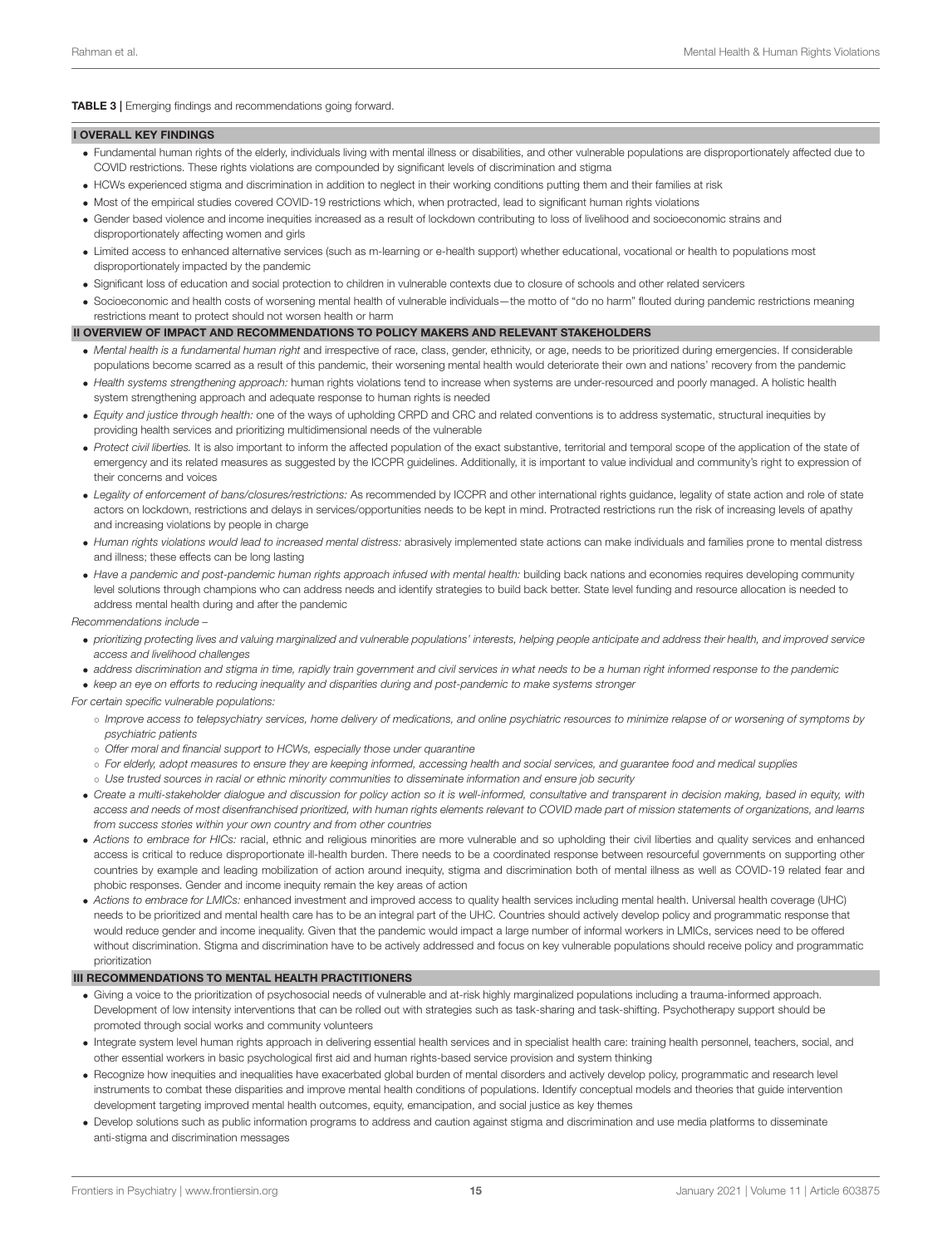**TABLE 3 |** Emerging findings and recommendations going forward.

**I OVERALL KEY FINDINGS**

- Fundamental human rights of the elderly, individuals living with mental illness or disabilities, and other vulnerable populations are disproportionately affected due to COVID restrictions. These rights violations are compounded by significant levels of discrimination and stigma
- HCWs experienced stigma and discrimination in addition to neglect in their working conditions putting them and their families at risk
- Most of the empirical studies covered COVID-19 restrictions which, when protracted, lead to significant human rights violations
- Gender based violence and income inequities increased as a result of lockdown contributing to loss of livelihood and socioeconomic strains and disproportionately affecting women and girls
- Limited access to enhanced alternative services (such as m-learning or e-health support) whether educational, vocational or health to populations most disproportionately impacted by the pandemic
- Significant loss of education and social protection to children in vulnerable contexts due to closure of schools and other related servicers
- Socioeconomic and health costs of worsening mental health of vulnerable individuals—the motto of "do no harm" flouted during pandemic restrictions meaning restrictions meant to protect should not worsen health or harm

**II OVERVIEW OF IMPACT AND RECOMMENDATIONS TO POLICY MAKERS AND RELEVANT STAKEHOLDERS**

- *Mental health is a fundamental human right* and irrespective of race, class, gender, ethnicity, or age, needs to be prioritized during emergencies. If considerable populations become scarred as a result of this pandemic, their worsening mental health would deteriorate their own and nations' recovery from the pandemic
- *Health systems strengthening approach:* human rights violations tend to increase when systems are under-resourced and poorly managed. A holistic health system strengthening approach and adequate response to human rights is needed
- *Equity and justice through health:* one of the ways of upholding CRPD and CRC and related conventions is to address systematic, structural inequities by providing health services and prioritizing multidimensional needs of the vulnerable
- *Protect civil liberties.* It is also important to inform the affected population of the exact substantive, territorial and temporal scope of the application of the state of emergency and its related measures as suggested by the ICCPR guidelines. Additionally, it is important to value individual and community's right to expression of their concerns and voices
- *Legality of enforcement of bans/closures/restrictions:* As recommended by ICCPR and other international rights guidance, legality of state action and role of state actors on lockdown, restrictions and delays in services/opportunities needs to be kept in mind. Protracted restrictions run the risk of increasing levels of apathy and increasing violations by people in charge
- *Human rights violations would lead to increased mental distress:* abrasively implemented state actions can make individuals and families prone to mental distress and illness; these effects can be long lasting
- *Have a pandemic and post-pandemic human rights approach infused with mental health:* building back nations and economies requires developing community level solutions through champions who can address needs and identify strategies to build back better. State level funding and resource allocation is needed to address mental health during and after the pandemic

*Recommendations include –*

- *prioritizing protecting lives and valuing marginalized and vulnerable populations' interests, helping people anticipate and address their health, and improved service access and livelihood challenges*
- *address discrimination and stigma in time, rapidly train government and civil services in what needs to be a human right informed response to the pandemic*
- *keep an eye on efforts to reducing inequality and disparities during and post-pandemic to make systems stronger*

*For certain specific vulnerable populations:*

- ○ *Improve access to telepsychiatry services, home delivery of medications, and online psychiatric resources to minimize relapse of or worsening of symptoms by psychiatric patients*
- ○ *Offer moral and financial support to HCWs, especially those under quarantine*
- ○ *For elderly, adopt measures to ensure they are keeping informed, accessing health and social services, and guarantee food and medical supplies*
- ○ *Use trusted sources in racial or ethnic minority communities to disseminate information and ensure job security*

- *Create a multi-stakeholder dialogue and discussion for policy action so it is well-informed, consultative and transparent in decision making, based in equity, with access and needs of most disenfranchised prioritized, with human rights elements relevant to COVID made part of mission statements of organizations, and learns from success stories within your own country and from other countries*
- *Actions to embrace for HICs:* racial, ethnic and religious minorities are more vulnerable and so upholding their civil liberties and quality services and enhanced access is critical to reduce disproportionate ill-health burden. There needs to be a coordinated response between resourceful governments on supporting other countries by example and leading mobilization of action around inequity, stigma and discrimination both of mental illness as well as COVID-19 related fear and phobic responses. Gender and income inequity remain the key areas of action
- *Actions to embrace for LMICs:* enhanced investment and improved access to quality health services including mental health. Universal health coverage (UHC) needs to be prioritized and mental health care has to be an integral part of the UHC. Countries should actively develop policy and programmatic response that would reduce gender and income inequality. Given that the pandemic would impact a large number of informal workers in LMICs, services need to be offered without discrimination. Stigma and discrimination have to be actively addressed and focus on key vulnerable populations should receive policy and programmatic prioritization

**III RECOMMENDATIONS TO MENTAL HEALTH PRACTITIONERS**

- Giving a voice to the prioritization of psychosocial needs of vulnerable and at-risk highly marginalized populations including a trauma-informed approach. Development of low intensity interventions that can be rolled out with strategies such as task-sharing and task-shifting. Psychotherapy support should be promoted through social works and community volunteers
- Integrate system level human rights approach in delivering essential health services and in specialist health care: training health personnel, teachers, social, and other essential workers in basic psychological first aid and human rights-based service provision and system thinking
- Recognize how inequities and inequalities have exacerbated global burden of mental disorders and actively develop policy, programmatic and research level instruments to combat these disparities and improve mental health conditions of populations. Identify conceptual models and theories that guide intervention development targeting improved mental health outcomes, equity, emancipation, and social justice as key themes
- Develop solutions such as public information programs to address and caution against stigma and discrimination and use media platforms to disseminate anti-stigma and discrimination messages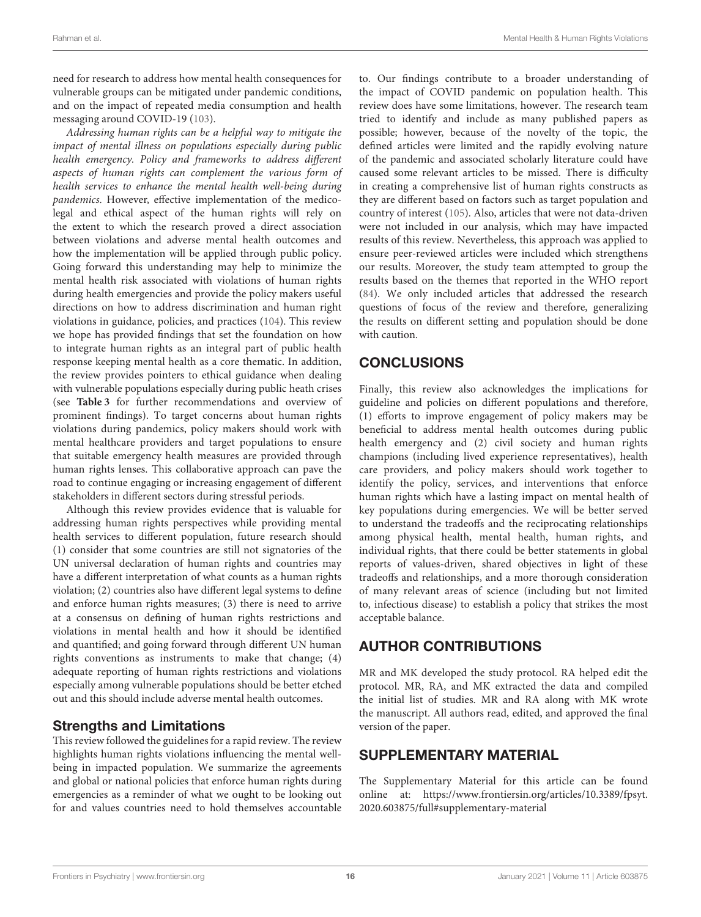need for research to address how mental health consequences for vulnerable groups can be mitigated under pandemic conditions, and on the impact of repeated media consumption and health messaging around COVID-19 (103).

*Addressing human rights can be a helpful way to mitigate the impact of mental illness on populations especially during public health emergency. Policy and frameworks to address different aspects of human rights can complement the various form of health services to enhance the mental health well-being during pandemics*. However, effective implementation of the medicolegal and ethical aspect of the human rights will rely on the extent to which the research proved a direct association between violations and adverse mental health outcomes and how the implementation will be applied through public policy. Going forward this understanding may help to minimize the mental health risk associated with violations of human rights during health emergencies and provide the policy makers useful directions on how to address discrimination and human right violations in guidance, policies, and practices (104). This review we hope has provided findings that set the foundation on how to integrate human rights as an integral part of public health response keeping mental health as a core thematic. In addition, the review provides pointers to ethical guidance when dealing with vulnerable populations especially during public heath crises (see **Table 3** for further recommendations and overview of prominent findings). To target concerns about human rights violations during pandemics, policy makers should work with mental healthcare providers and target populations to ensure that suitable emergency health measures are provided through human rights lenses. This collaborative approach can pave the road to continue engaging or increasing engagement of different stakeholders in different sectors during stressful periods.

Although this review provides evidence that is valuable for addressing human rights perspectives while providing mental health services to different population, future research should (1) consider that some countries are still not signatories of the UN universal declaration of human rights and countries may have a different interpretation of what counts as a human rights violation; (2) countries also have different legal systems to define and enforce human rights measures; (3) there is need to arrive at a consensus on defining of human rights restrictions and violations in mental health and how it should be identified and quantified; and going forward through different UN human rights conventions as instruments to make that change; (4) adequate reporting of human rights restrictions and violations especially among vulnerable populations should be better etched out and this should include adverse mental health outcomes.

### Strengths and Limitations

This review followed the guidelines for a rapid review. The review highlights human rights violations influencing the mental well-being in impacted population. We summarize the agreements and global or national policies that enforce human rights during emergencies as a reminder of what we ought to be looking out for and values countries need to hold themselves accountable to. Our findings contribute to a broader understanding of the impact of COVID pandemic on population health. This review does have some limitations, however. The research team tried to identify and include as many published papers as possible; however, because of the novelty of the topic, the defined articles were limited and the rapidly evolving nature of the pandemic and associated scholarly literature could have caused some relevant articles to be missed. There is difficulty in creating a comprehensive list of human rights constructs as they are different based on factors such as target population and country of interest (105). Also, articles that were not data-driven were not included in our analysis, which may have impacted results of this review. Nevertheless, this approach was applied to ensure peer-reviewed articles were included which strengthens our results. Moreover, the study team attempted to group the results based on the themes that reported in the WHO report (84). We only included articles that addressed the research questions of focus of the review and therefore, generalizing the results on different setting and population should be done with caution.

## CONCLUSIONS

Finally, this review also acknowledges the implications for guideline and policies on different populations and therefore, (1) efforts to improve engagement of policy makers may be beneficial to address mental health outcomes during public health emergency and (2) civil society and human rights champions (including lived experience representatives), health care providers, and policy makers should work together to identify the policy, services, and interventions that enforce human rights which have a lasting impact on mental health of key populations during emergencies. We will be better served to understand the tradeoffs and the reciprocating relationships among physical health, mental health, human rights, and individual rights, that there could be better statements in global reports of values-driven, shared objectives in light of these tradeoffs and relationships, and a more thorough consideration of many relevant areas of science (including but not limited to, infectious disease) to establish a policy that strikes the most acceptable balance.

## AUTHOR CONTRIBUTIONS

MR and MK developed the study protocol. RA helped edit the protocol. MR, RA, and MK extracted the data and compiled the initial list of studies. MR and RA along with MK wrote the manuscript. All authors read, edited, and approved the final version of the paper.

## SUPPLEMENTARY MATERIAL

The Supplementary Material for this article can be found online at: https://www.frontiersin.org/articles/10.3389/fpsyt.2020.603875/full#supplementary-material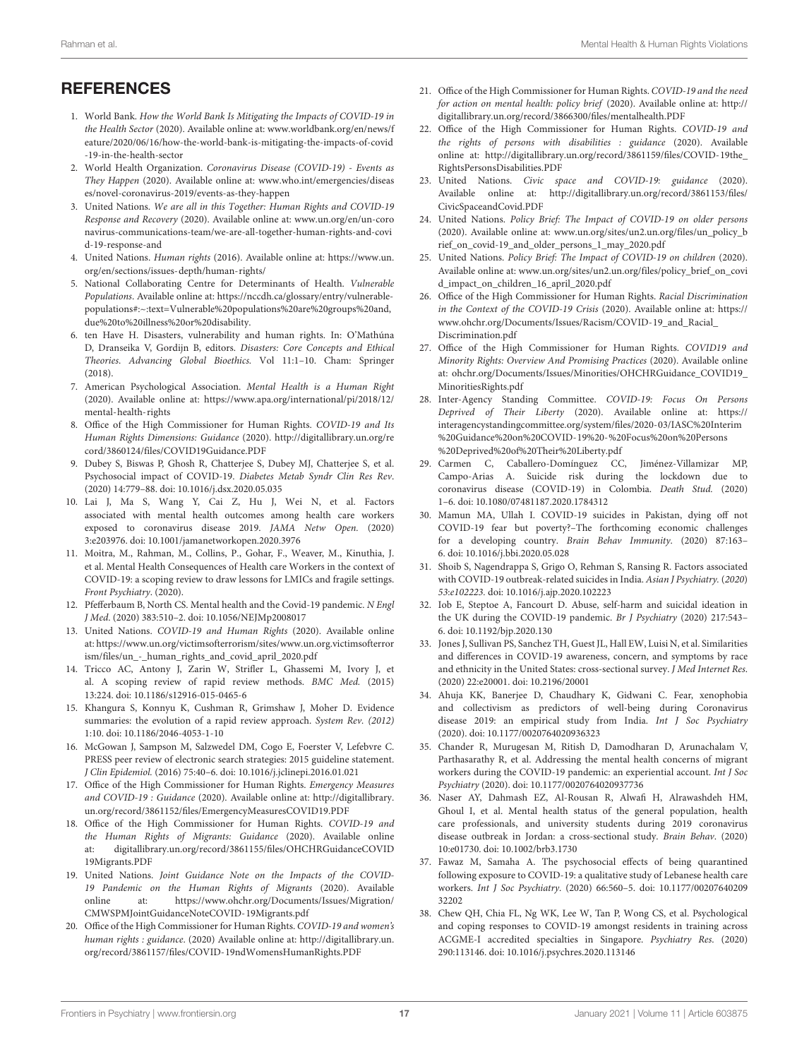## REFERENCES

1. World Bank. *How the World Bank Is Mitigating the Impacts of COVID-19 in the Health Sector* (2020). Available online at: www.worldbank.org/en/news/feature/2020/06/16/how-the-world-bank-is-mitigating-the-impacts-of-covid-19-in-the-health-sector
2. World Health Organization. *Coronavirus Disease (COVID-19) - Events as They Happen* (2020). Available online at: www.who.int/emergencies/diseases/novel-coronavirus-2019/events-as-they-happen
3. United Nations. *We are all in this Together: Human Rights and COVID-19 Response and Recovery* (2020). Available online at: www.un.org/en/un-coronavirus-communications-team/we-are-all-together-human-rights-and-covid-19-response-and
4. United Nations. *Human rights* (2016). Available online at: https://www.un.org/en/sections/issues-depth/human-rights/
5. National Collaborating Centre for Determinants of Health. *Vulnerable Populations*. Available online at: https://nccdh.ca/glossary/entry/vulnerable-populations#:~:text=Vulnerable%20populations%20are%20groups%20and,due%20to%20illness%20or%20disability.
6. ten Have H. Disasters, vulnerability and human rights. In: O'Mathúna D, Dranseika V, Gordijn B, editors. *Disasters: Core Concepts and Ethical Theories. Advancing Global Bioethics*. Vol 11:1–10. Cham: Springer (2018).
7. American Psychological Association. *Mental Health is a Human Right* (2020). Available online at: https://www.apa.org/international/pi/2018/12/mental-health-rights
8. Office of the High Commissioner for Human Rights. *COVID-19 and Its Human Rights Dimensions: Guidance* (2020). http://digitallibrary.un.org/record/3860124/files/COVID19Guidance.PDF
9. Dubey S, Biswas P, Ghosh R, Chatterjee S, Dubey MJ, Chatterjee S, et al. Psychosocial impact of COVID-19. *Diabetes Metab Syndr Clin Res Rev*. (2020) 14:779–88. doi: 10.1016/j.dsx.2020.05.035
10. Lai J, Ma S, Wang Y, Cai Z, Hu J, Wei N, et al. Factors associated with mental health outcomes among health care workers exposed to coronavirus disease 2019. *JAMA Netw Open*. (2020) 3:e203976. doi: 10.1001/jamanetworkopen.2020.3976
11. Moitra, M., Rahman, M., Collins, P., Gohar, F., Weaver, M., Kinuthia, J. et al. Mental Health Consequences of Health care Workers in the context of COVID-19: a scoping review to draw lessons for LMICs and fragile settings. *Front Psychiatry*. (2020).
12. Pfefferbaum B, North CS. Mental health and the Covid-19 pandemic. *N Engl J Med*. (2020) 383:510–2. doi: 10.1056/NEJMp2008017
13. United Nations. *COVID-19 and Human Rights* (2020). Available online at: https://www.un.org/victimsofterrorism/sites/www.un.org.victimsofterrorism/files/un_-_human_rights_and_covid_april_2020.pdf
14. Tricco AC, Antony J, Zarin W, Strifler L, Ghassemi M, Ivory J, et al. A scoping review of rapid review methods. *BMC Med*. (2015) 13:224. doi: 10.1186/s12916-015-0465-6
15. Khangura S, Konnyu K, Cushman R, Grimshaw J, Moher D. Evidence summaries: the evolution of a rapid review approach. *System Rev. (2012)* 1:10. doi: 10.1186/2046-4053-1-10
16. McGowan J, Sampson M, Salzwedel DM, Cogo E, Foerster V, Lefebvre C. PRESS peer review of electronic search strategies: 2015 guideline statement. *J Clin Epidemiol*. (2016) 75:40–6. doi: 10.1016/j.jclinepi.2016.01.021
17. Office of the High Commissioner for Human Rights. *Emergency Measures and COVID-19 : Guidance* (2020). Available online at: http://digitallibrary.un.org/record/3861152/files/EmergencyMeasuresCOVID19.PDF
18. Office of the High Commissioner for Human Rights. *COVID-19 and the Human Rights of Migrants: Guidance* (2020). Available online at: digitallibrary.un.org/record/3861155/files/OHCHRGuidanceCOVID19Migrants.PDF
19. United Nations. *Joint Guidance Note on the Impacts of the COVID-19 Pandemic on the Human Rights of Migrants* (2020). Available online at: https://www.ohchr.org/Documents/Issues/Migration/CMWSPMJointGuidanceNoteCOVID-19Migrants.pdf
20. Office of the High Commissioner for Human Rights. *COVID-19 and women's human rights : guidance*. (2020) Available online at: http://digitallibrary.un.org/record/3861157/files/COVID-19ndWomensHumanRights.PDF
21. Office of the High Commissioner for Human Rights. *COVID-19 and the need for action on mental health: policy brief* (2020). Available online at: http://digitallibrary.un.org/record/3866300/files/mentalhealth.PDF
22. Office of the High Commissioner for Human Rights. *COVID-19 and the rights of persons with disabilities : guidance* (2020). Available online at: http://digitallibrary.un.org/record/3861159/files/COVID-19the_RightsPersonsDisabilities.PDF
23. United Nations. *Civic space and COVID-19: guidance* (2020). Available online at: http://digitallibrary.un.org/record/3861153/files/CivicSpaceandCovid.PDF
24. United Nations. *Policy Brief: The Impact of COVID-19 on older persons* (2020). Available online at: www.un.org/sites/un2.un.org/files/un_policy_brief_on_covid-19_and_older_persons_1_may_2020.pdf
25. United Nations. *Policy Brief: The Impact of COVID-19 on children* (2020). Available online at: www.un.org/sites/un2.un.org/files/policy_brief_on_covid_impact_on_children_16_april_2020.pdf
26. Office of the High Commissioner for Human Rights. *Racial Discrimination in the Context of the COVID-19 Crisis* (2020). Available online at: https://www.ohchr.org/Documents/Issues/Racism/COVID-19_and_Racial_Discrimination.pdf
27. Office of the High Commissioner for Human Rights. *COVID19 and Minority Rights: Overview And Promising Practices* (2020). Available online at: ohchr.org/Documents/Issues/Minorities/OHCHRGuidance_COVID19_MinoritiesRights.pdf
28. Inter-Agency Standing Committee. *COVID-19: Focus On Persons Deprived of Their Liberty* (2020). Available online at: https://interagencystandingcommittee.org/system/files/2020-03/IASC%20Interim%20Guidance%20on%20COVID-19%20-%20Focus%20on%20Persons%20Deprived%20of%20Their%20Liberty.pdf
29. Carmen C, Caballero-Domínguez CC, Jiménez-Villamizar MP, Campo-Arias A. Suicide risk during the lockdown due to coronavirus disease (COVID-19) in Colombia. *Death Stud*. (2020) 1–6. doi: 10.1080/07481187.2020.1784312
30. Mamun MA, Ullah I. COVID-19 suicides in Pakistan, dying off not COVID-19 fear but poverty?–The forthcoming economic challenges for a developing country. *Brain Behav Immunity*. (2020) 87:163–6. doi: 10.1016/j.bbi.2020.05.028
31. Shoib S, Nagendrappa S, Grigo O, Rehman S, Ransing R. Factors associated with COVID-19 outbreak-related suicides in India. *Asian J Psychiatry. (2020) 53:e102223.* doi: 10.1016/j.ajp.2020.102223
32. Iob E, Steptoe A, Fancourt D. Abuse, self-harm and suicidal ideation in the UK during the COVID-19 pandemic. *Br J Psychiatry* (2020) 217:543–6. doi: 10.1192/bjp.2020.130
33. Jones J, Sullivan PS, Sanchez TH, Guest JL, Hall EW, Luisi N, et al. Similarities and differences in COVID-19 awareness, concern, and symptoms by race and ethnicity in the United States: cross-sectional survey. *J Med Internet Res*. (2020) 22:e20001. doi: 10.2196/20001
34. Ahuja KK, Banerjee D, Chaudhary K, Gidwani C. Fear, xenophobia and collectivism as predictors of well-being during Coronavirus disease 2019: an empirical study from India. *Int J Soc Psychiatry* (2020). doi: 10.1177/0020764020936323
35. Chander R, Murugesan M, Ritish D, Damodharan D, Arunachalam V, Parthasarathy R, et al. Addressing the mental health concerns of migrant workers during the COVID-19 pandemic: an experiential account. *Int J Soc Psychiatry* (2020). doi: 10.1177/0020764020937736
36. Naser AY, Dahmash EZ, Al-Rousan R, Alwafi H, Alrawashdeh HM, Ghoul I, et al. Mental health status of the general population, health care professionals, and university students during 2019 coronavirus disease outbreak in Jordan: a cross-sectional study. *Brain Behav*. (2020) 10:e01730. doi: 10.1002/brb3.1730
37. Fawaz M, Samaha A. The psychosocial effects of being quarantined following exposure to COVID-19: a qualitative study of Lebanese health care workers. *Int J Soc Psychiatry*. (2020) 66:560–5. doi: 10.1177/0020764020932202
38. Chew QH, Chia FL, Ng WK, Lee W, Tan P, Wong CS, et al. Psychological and coping responses to COVID-19 amongst residents in training across ACGME-I accredited specialties in Singapore. *Psychiatry Res*. (2020) 290:113146. doi: 10.1016/j.psychres.2020.113146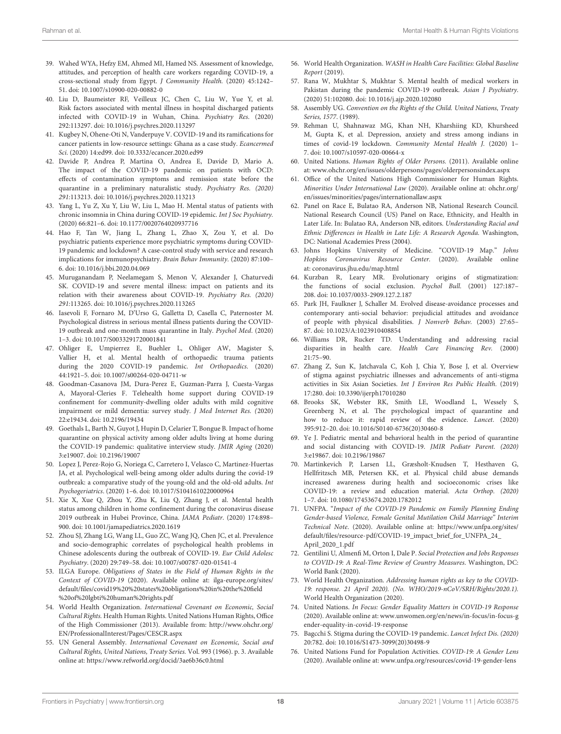39. Wahed WYA, Hefzy EM, Ahmed MI, Hamed NS. Assessment of knowledge, attitudes, and perception of health care workers regarding COVID-19, a cross-sectional study from Egypt. *J Community Health.* (2020) 45:1242–51. doi: 10.1007/s10900-020-00882-0
40. Liu D, Baumeister RF, Veilleux JC, Chen C, Liu W, Yue Y, et al. Risk factors associated with mental illness in hospital discharged patients infected with COVID-19 in Wuhan, China. *Psychiatry Res.* (2020) 292:113297. doi: 10.1016/j.psychres.2020.113297
41. Kugbey N, Ohene-Oti N, Vanderpuye V. COVID-19 and its ramifications for cancer patients in low-resource settings: Ghana as a case study. *Ecancermed Sci.* (2020) 14:ed99. doi: 10.3332/ecancer.2020.ed99
42. Davide P, Andrea P, Martina O, Andrea E, Davide D, Mario A. The impact of the COVID-19 pandemic on patients with OCD: effects of contamination symptoms and remission state before the quarantine in a preliminary naturalistic study. *Psychiatry Res. (2020) 291*:113213. doi: 10.1016/j.psychres.2020.113213
43. Yang L, Yu Z, Xu Y, Liu W, Liu L, Mao H. Mental status of patients with chronic insomnia in China during COVID-19 epidemic. *Int J Soc Psychiatry.* (2020) 66:821–6. doi: 10.1177/0020764020937716
44. Hao F, Tan W, Jiang L, Zhang L, Zhao X, Zou Y, et al. Do psychiatric patients experience more psychiatric symptoms during COVID-19 pandemic and lockdown? A case-control study with service and research implications for immunopsychiatry. *Brain Behav Immunity.* (2020) 87:100–6. doi: 10.1016/j.bbi.2020.04.069
45. Muruganandam P, Neelamegam S, Menon V, Alexander J, Chaturvedi SK. COVID-19 and severe mental illness: impact on patients and its relation with their awareness about COVID-19. *Psychiatry Res. (2020) 291*:113265. doi: 10.1016/j.psychres.2020.113265
46. Iasevoli F, Fornaro M, D'Urso G, Galletta D, Casella C, Paternoster M. Psychological distress in serious mental illness patients during the COVID-19 outbreak and one-month mass quarantine in Italy. *Psychol Med.* (2020) 1–3. doi: 10.1017/S0033291720001841
47. Ohliger E, Umpierrez E, Buehler L, Ohliger AW, Magister S, Vallier H, et al. Mental health of orthopaedic trauma patients during the 2020 COVID-19 pandemic. *Int Orthopaedics.* (2020) 44:1921–5. doi: 10.1007/s00264-020-04711-w
48. Goodman-Casanova JM, Dura-Perez E, Guzman-Parra J, Cuesta-Vargas A, Mayoral-Cleries F. Telehealth home support during COVID-19 confinement for community-dwelling older adults with mild cognitive impairment or mild dementia: survey study. *J Med Internet Res. (*2020) 22:e19434. doi: 10.2196/19434
49. Goethals L, Barth N, Guyot J, Hupin D, Celarier T, Bongue B. Impact of home quarantine on physical activity among older adults living at home during the COVID-19 pandemic: qualitative interview study. *JMIR Aging* (2020) 3:e19007. doi: 10.2196/19007
50. Lopez J, Perez-Rojo G, Noriega C, Carretero I, Velasco C, Martinez-Huertas JA, et al. Psychological well-being among older adults during the covid-19 outbreak: a comparative study of the young-old and the old-old adults. *Int Psychogeriatrics.* (2020) 1–6. doi: 10.1017/S1041610220000964
51. Xie X, Xue Q, Zhou Y, Zhu K, Liu Q, Zhang J, et al. Mental health status among children in home confinement during the coronavirus disease 2019 outbreak in Hubei Province, China. *JAMA Pediatr.* (2020) 174:898–900. doi: 10.1001/jamapediatrics.2020.1619
52. Zhou SJ, Zhang LG, Wang LL, Guo ZC, Wang JQ, Chen JC, et al. Prevalence and socio-demographic correlates of psychological health problems in Chinese adolescents during the outbreak of COVID-19. *Eur Child Adolesc Psychiatry.* (2020) 29:749–58. doi: 10.1007/s00787-020-01541-4
53. ILGA Europe. *Obligations of States in the Field of Human Rights in the Context of COVID-19* (2020). Available online at: ilga-europe.org/sites/default/files/covid19%20%20states%20obligations%20in%20the%20field%20of%20lgbti%20human%20rights.pdf
54. World Health Organization. *International Covenant on Economic, Social Cultural Rights.* Health Human Rights. United Nations Human Rights, Office of the High Commissioner (2013). Available from: http://www.ohchr.org/EN/ProfessionalInterest/Pages/CESCR.aspx
55. UN General Assembly. *International Covenant on Economic, Social and Cultural Rights, United Nations, Treaty Series.* Vol. 993 (1966). p. 3. Available online at: https://www.refworld.org/docid/3ae6b36c0.html
56. World Health Organization. *WASH in Health Care Facilities: Global Baseline Report* (2019).
57. Rana W, Mukhtar S, Mukhtar S. Mental health of medical workers in Pakistan during the pandemic COVID-19 outbreak. *Asian J Psychiatry.* (2020) 51:102080. doi: 10.1016/j.ajp.2020.102080
58. Assembly UG. *Convention on the Rights of the Child. United Nations, Treaty Series, 1577.* (1989).
59. Rehman U, Shahnawaz MG, Khan NH, Kharshiing KD, Khursheed M, Gupta K, et al. Depression, anxiety and stress among indians in times of covid-19 lockdown. *Community Mental Health J.* (2020) 1–7. doi: 10.1007/s10597-020-00664-x
60. United Nations. *Human Rights of Older Persons.* (2011). Available online at: www.ohchr.org/en/issues/olderpersons/pages/olderpersonsindex.aspx
61. Office of the United Nations High Commissioner for Human Rights. *Minorities Under International Law* (2020). Available online at: ohchr.org/en/issues/minorities/pages/internationallaw.aspx
62. Panel on Race E, Bulatao RA, Anderson NB, National Research Council. National Research Council (US) Panel on Race, Ethnicity, and Health in Later Life. In: Bulatao RA, Anderson NB, editors. *Understanding Racial and Ethnic Differences in Health in Late Life: A Research Agenda.* Washington, DC: National Academies Press (2004).
63. Johns Hopkins University of Medicine. "COVID-19 Map." *Johns Hopkins Coronavirus Resource Center.* (2020). Available online at: coronavirus.jhu.edu/map.html
64. Kurzban R, Leary MR. Evolutionary origins of stigmatization: the functions of social exclusion. *Psychol Bull.* (2001) 127:187–208. doi: 10.1037/0033-2909.127.2.187
65. Park JH, Faulkner J, Schaller M. Evolved disease-avoidance processes and contemporary anti-social behavior: prejudicial attitudes and avoidance of people with physical disabilities. *J Nonverb Behav.* (2003) 27:65–87. doi: 10.1023/A:1023910408854
66. Williams DR, Rucker TD. Understanding and addressing racial disparities in health care. *Health Care Financing Rev.* (2000) 21:75–90.
67. Zhang Z, Sun K, Jatchavala C, Koh J, Chia Y, Bose J, et al. Overview of stigma against psychiatric illnesses and advancements of anti-stigma activities in Six Asian Societies. *Int J Environ Res Public Health.* (2019) 17:280. doi: 10.3390/ijerph17010280
68. Brooks SK, Webster RK, Smith LE, Woodland L, Wessely S, Greenberg N, et al. The psychological impact of quarantine and how to reduce it: rapid review of the evidence. *Lancet.* (2020) 395:912–20. doi: 10.1016/S0140-6736(20)30460-8
69. Ye J. Pediatric mental and behavioral health in the period of quarantine and social distancing with COVID-19. *JMIR Pediatr Parent. (2020)* 3:e19867. doi: 10.2196/19867
70. Martinkevich P, Larsen LL, Græsholt-Knudsen T, Hesthaven G, Hellfritzsch MB, Petersen KK, et al. Physical child abuse demands increased awareness during health and socioeconomic crises like COVID-19: a review and education material. *Acta Orthop. (2020)* 1–7. doi: 10.1080/17453674.2020.1782012
71. UNFPA. "*Impact of the COVID-19 Pandemic on Family Planning Ending Gender-based Violence, Female Genital Mutilation Child Marriage*" *Interim Technical Note.* (2020). Available online at: https://www.unfpa.org/sites/default/files/resource-pdf/COVID-19_impact_brief_for_UNFPA_24_April_2020_1.pdf
72. Gentilini U, Almenfi M, Orton I, Dale P. *Social Protection and Jobs Responses to COVID-19: A Real-Time Review of Country Measures.* Washington, DC: World Bank (2020).
73. World Health Organization. *Addressing human rights as key to the COVID-19: response. 21 April 2020). (No. WHO/2019-nCoV/SRH/Rights/2020.1).* World Health Organization (2020).
74. United Nations. *In Focus: Gender Equality Matters in COVID-19 Response* (2020). Available online at: www.unwomen.org/en/news/in-focus/in-focus-gender-equality-in-covid-19-response
75. Bagcchi S. Stigma during the COVID-19 pandemic. *Lancet Infect Dis. (2020)* 20:782. doi: 10.1016/S1473-3099(20)30498-9
76. United Nations Fund for Population Activities. *COVID-19: A Gender Lens* (2020). Available online at: www.unfpa.org/resources/covid-19-gender-lens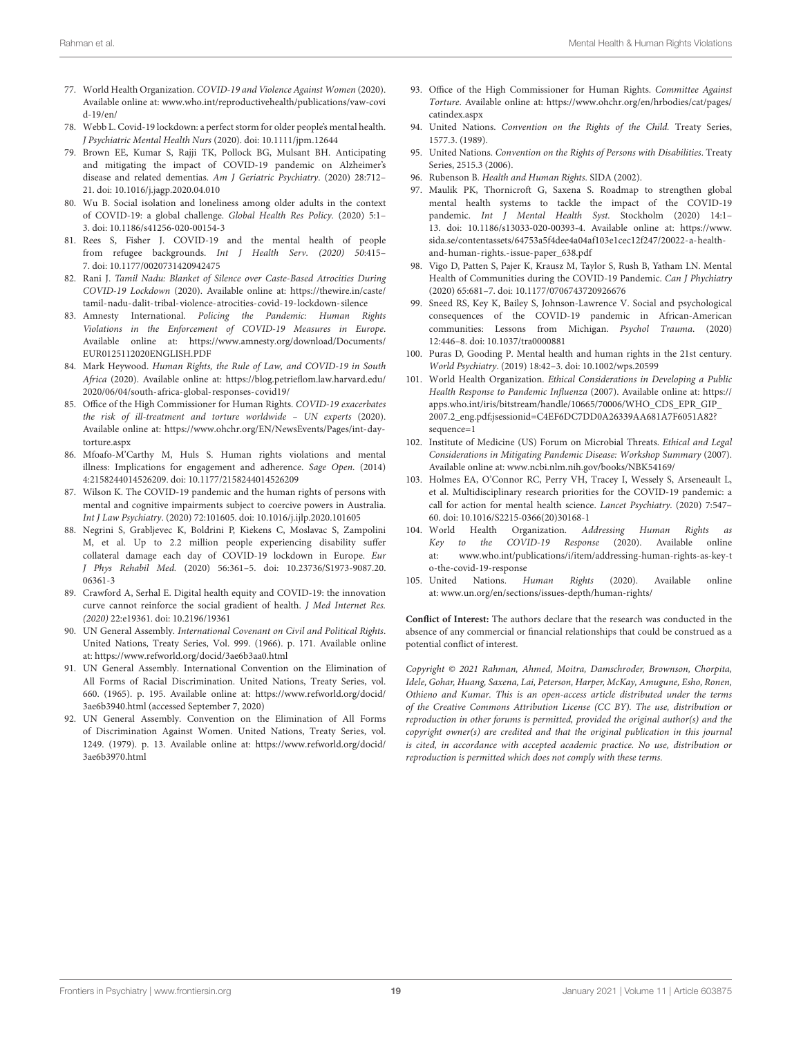77. World Health Organization. *COVID-19 and Violence Against Women* (2020). Available online at: www.who.int/reproductivehealth/publications/vaw-covid-19/en/
78. Webb L. Covid-19 lockdown: a perfect storm for older people's mental health. *J Psychiatric Mental Health Nurs* (2020). doi: 10.1111/jpm.12644
79. Brown EE, Kumar S, Rajji TK, Pollock BG, Mulsant BH. Anticipating and mitigating the impact of COVID-19 pandemic on Alzheimer's disease and related dementias. *Am J Geriatric Psychiatry*. (2020) 28:712–21. doi: 10.1016/j.jagp.2020.04.010
80. Wu B. Social isolation and loneliness among older adults in the context of COVID-19: a global challenge. *Global Health Res Policy*. (2020) 5:1–3. doi: 10.1186/s41256-020-00154-3
81. Rees S, Fisher J. COVID-19 and the mental health of people from refugee backgrounds. *Int J Health Serv. (2020) 50*:415–7. doi: 10.1177/0020731420942475
82. Rani J. *Tamil Nadu: Blanket of Silence over Caste-Based Atrocities During COVID-19 Lockdown* (2020). Available online at: https://thewire.in/caste/tamil-nadu-dalit-tribal-violence-atrocities-covid-19-lockdown-silence
83. Amnesty International. *Policing the Pandemic: Human Rights Violations in the Enforcement of COVID-19 Measures in Europe*. Available online at: https://www.amnesty.org/download/Documents/EUR0125112020ENGLISH.PDF
84. Mark Heywood. *Human Rights, the Rule of Law, and COVID-19 in South Africa* (2020). Available online at: https://blog.petrieflom.law.harvard.edu/2020/06/04/south-africa-global-responses-covid19/
85. Office of the High Commissioner for Human Rights. *COVID-19 exacerbates the risk of ill-treatment and torture worldwide – UN experts* (2020). Available online at: https://www.ohchr.org/EN/NewsEvents/Pages/int-day-torture.aspx
86. Mfoafo-M'Carthy M, Huls S. Human rights violations and mental illness: Implications for engagement and adherence. *Sage Open.* (2014) 4:2158244014526209. doi: 10.1177/2158244014526209
87. Wilson K. The COVID-19 pandemic and the human rights of persons with mental and cognitive impairments subject to coercive powers in Australia. *Int J Law Psychiatry*. (2020) 72:101605. doi: 10.1016/j.ijlp.2020.101605
88. Negrini S, Grabljevec K, Boldrini P, Kiekens C, Moslavac S, Zampolini M, et al. Up to 2.2 million people experiencing disability suffer collateral damage each day of COVID-19 lockdown in Europe. *Eur J Phys Rehabil Med.* (2020) 56:361–5. doi: 10.23736/S1973-9087.20.06361-3
89. Crawford A, Serhal E. Digital health equity and COVID-19: the innovation curve cannot reinforce the social gradient of health. *J Med Internet Res. (2020)* 22:e19361. doi: 10.2196/19361
90. UN General Assembly. *International Covenant on Civil and Political Rights*. United Nations, Treaty Series, Vol. 999. (1966). p. 171. Available online at: https://www.refworld.org/docid/3ae6b3aa0.html
91. UN General Assembly. International Convention on the Elimination of All Forms of Racial Discrimination. United Nations, Treaty Series, vol. 660. (1965). p. 195. Available online at: https://www.refworld.org/docid/3ae6b3940.html (accessed September 7, 2020)
92. UN General Assembly. Convention on the Elimination of All Forms of Discrimination Against Women. United Nations, Treaty Series, vol. 1249. (1979). p. 13. Available online at: https://www.refworld.org/docid/3ae6b3970.html
93. Office of the High Commissioner for Human Rights. *Committee Against Torture*. Available online at: https://www.ohchr.org/en/hrbodies/cat/pages/catindex.aspx
94. United Nations. *Convention on the Rights of the Child*. Treaty Series, 1577.3. (1989).
95. United Nations. *Convention on the Rights of Persons with Disabilities*. Treaty Series, 2515.3 (2006).
96. Rubenson B. *Health and Human Rights*. SIDA (2002).
97. Maulik PK, Thornicroft G, Saxena S. Roadmap to strengthen global mental health systems to tackle the impact of the COVID-19 pandemic. *Int J Mental Health Syst*. Stockholm (2020) 14:1–13. doi: 10.1186/s13033-020-00393-4. Available online at: https://www.sida.se/contentassets/64753a5f4dee4a04af103e1cec12f247/20022-a-health-and-human-rights.-issue-paper_638.pdf
98. Vigo D, Patten S, Pajer K, Krausz M, Taylor S, Rush B, Yatham LN. Mental Health of Communities during the COVID-19 Pandemic. *Can J Phychiatry* (2020) 65:681–7. doi: 10.1177/0706743720926676
99. Sneed RS, Key K, Bailey S, Johnson-Lawrence V. Social and psychological consequences of the COVID-19 pandemic in African-American communities: Lessons from Michigan. *Psychol Trauma*. (2020) 12:446–8. doi: 10.1037/tra0000881
100. Puras D, Gooding P. Mental health and human rights in the 21st century. *World Psychiatry*. (2019) 18:42–3. doi: 10.1002/wps.20599
101. World Health Organization. *Ethical Considerations in Developing a Public Health Response to Pandemic Influenza* (2007). Available online at: https://apps.who.int/iris/bitstream/handle/10665/70006/WHO_CDS_EPR_GIP_2007.2_eng.pdf;jsessionid=C4EF6DC7DD0A26339AA681A7F6051A82?sequence=1
102. Institute of Medicine (US) Forum on Microbial Threats. *Ethical and Legal Considerations in Mitigating Pandemic Disease: Workshop Summary* (2007). Available online at: www.ncbi.nlm.nih.gov/books/NBK54169/
103. Holmes EA, O'Connor RC, Perry VH, Tracey I, Wessely S, Arseneault L, et al. Multidisciplinary research priorities for the COVID-19 pandemic: a call for action for mental health science. *Lancet Psychiatry*. (2020) 7:547–60. doi: 10.1016/S2215-0366(20)30168-1
104. World Health Organization. *Addressing Human Rights as Key to the COVID-19 Response* (2020). Available online at: www.who.int/publications/i/item/addressing-human-rights-as-key-to-the-covid-19-response
105. United Nations. *Human Rights* (2020). Available online at: www.un.org/en/sections/issues-depth/human-rights/

**Conflict of Interest:** The authors declare that the research was conducted in the absence of any commercial or financial relationships that could be construed as a potential conflict of interest.

*Copyright © 2021 Rahman, Ahmed, Moitra, Damschroder, Brownson, Chorpita, Idele, Gohar, Huang, Saxena, Lai, Peterson, Harper, McKay, Amugune, Esho, Ronen, Othieno and Kumar. This is an open-access article distributed under the terms of the Creative Commons Attribution License (CC BY). The use, distribution or reproduction in other forums is permitted, provided the original author(s) and the copyright owner(s) are credited and that the original publication in this journal is cited, in accordance with accepted academic practice. No use, distribution or reproduction is permitted which does not comply with these terms.*